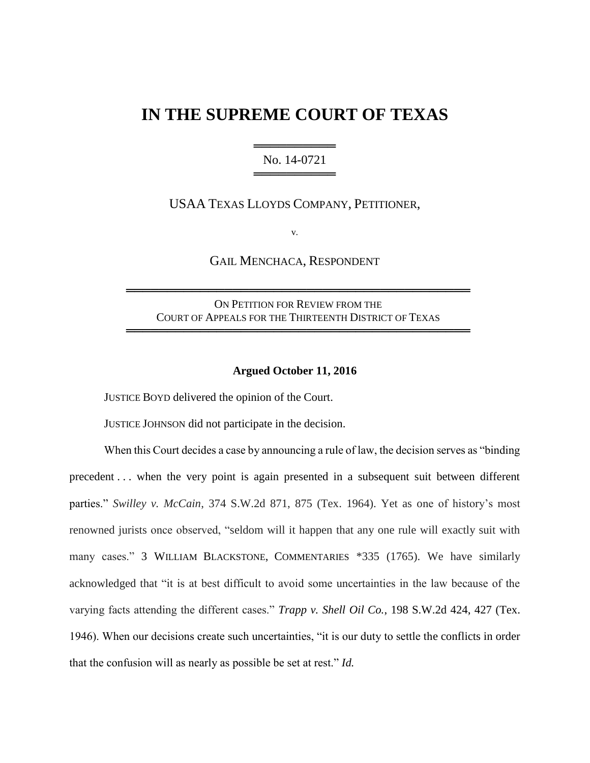# IN THE SUPREME COURT OF TEXAS

No. 14-0721

USAA TEXAS LLOYDS COMPANY, PETITIONER,

v.

GAIL MENCHACA, RESPONDENT

ON PETITION FOR REVIEW FROM THE
COURT OF APPEALS FOR THE THIRTEENTH DISTRICT OF TEXAS

**Argued October 11, 2016**

JUSTICE BOYD delivered the opinion of the Court.

JUSTICE JOHNSON did not participate in the decision.

When this Court decides a case by announcing a rule of law, the decision serves as "binding precedent . . . when the very point is again presented in a subsequent suit between different parties." *Swilley v. McCain*, 374 S.W.2d 871, 875 (Tex. 1964). Yet as one of history's most renowned jurists once observed, "seldom will it happen that any one rule will exactly suit with many cases." 3 WILLIAM BLACKSTONE, COMMENTARIES *335 (1765). We have similarly acknowledged that "it is at best difficult to avoid some uncertainties in the law because of the varying facts attending the different cases." *Trapp v. Shell Oil Co.*, 198 S.W.2d 424, 427 (Tex. 1946). When our decisions create such uncertainties, "it is our duty to settle the conflicts in order that the confusion will as nearly as possible be set at rest." *Id.*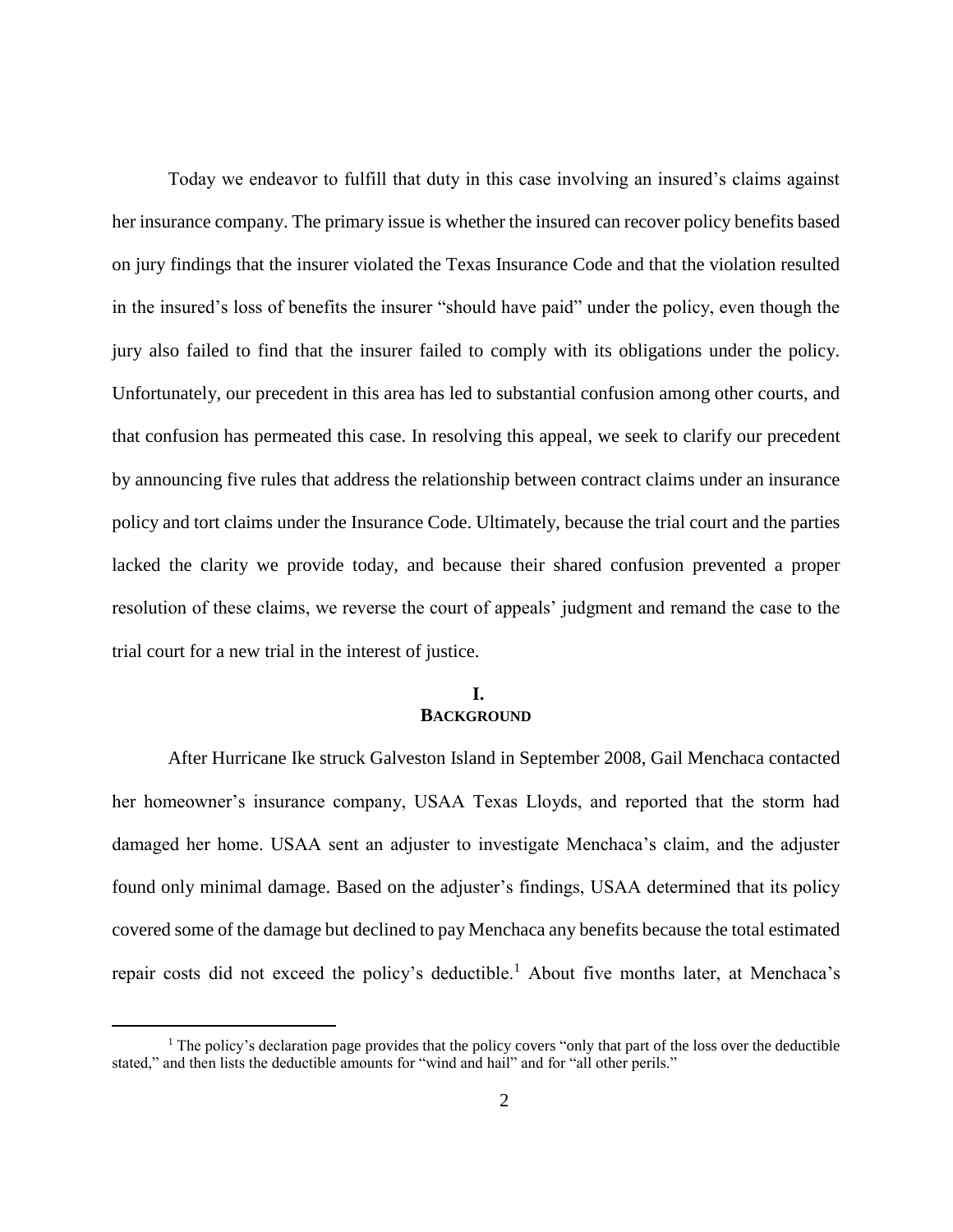Today we endeavor to fulfill that duty in this case involving an insured's claims against her insurance company. The primary issue is whether the insured can recover policy benefits based on jury findings that the insurer violated the Texas Insurance Code and that the violation resulted in the insured's loss of benefits the insurer "should have paid" under the policy, even though the jury also failed to find that the insurer failed to comply with its obligations under the policy. Unfortunately, our precedent in this area has led to substantial confusion among other courts, and that confusion has permeated this case. In resolving this appeal, we seek to clarify our precedent by announcing five rules that address the relationship between contract claims under an insurance policy and tort claims under the Insurance Code. Ultimately, because the trial court and the parties lacked the clarity we provide today, and because their shared confusion prevented a proper resolution of these claims, we reverse the court of appeals' judgment and remand the case to the trial court for a new trial in the interest of justice.

## I.
## BACKGROUND

After Hurricane Ike struck Galveston Island in September 2008, Gail Menchaca contacted her homeowner's insurance company, USAA Texas Lloyds, and reported that the storm had damaged her home. USAA sent an adjuster to investigate Menchaca's claim, and the adjuster found only minimal damage. Based on the adjuster's findings, USAA determined that its policy covered some of the damage but declined to pay Menchaca any benefits because the total estimated repair costs did not exceed the policy's deductible.[1] About five months later, at Menchaca's

[1] The policy's declaration page provides that the policy covers "only that part of the loss over the deductible stated," and then lists the deductible amounts for "wind and hail" and for "all other perils."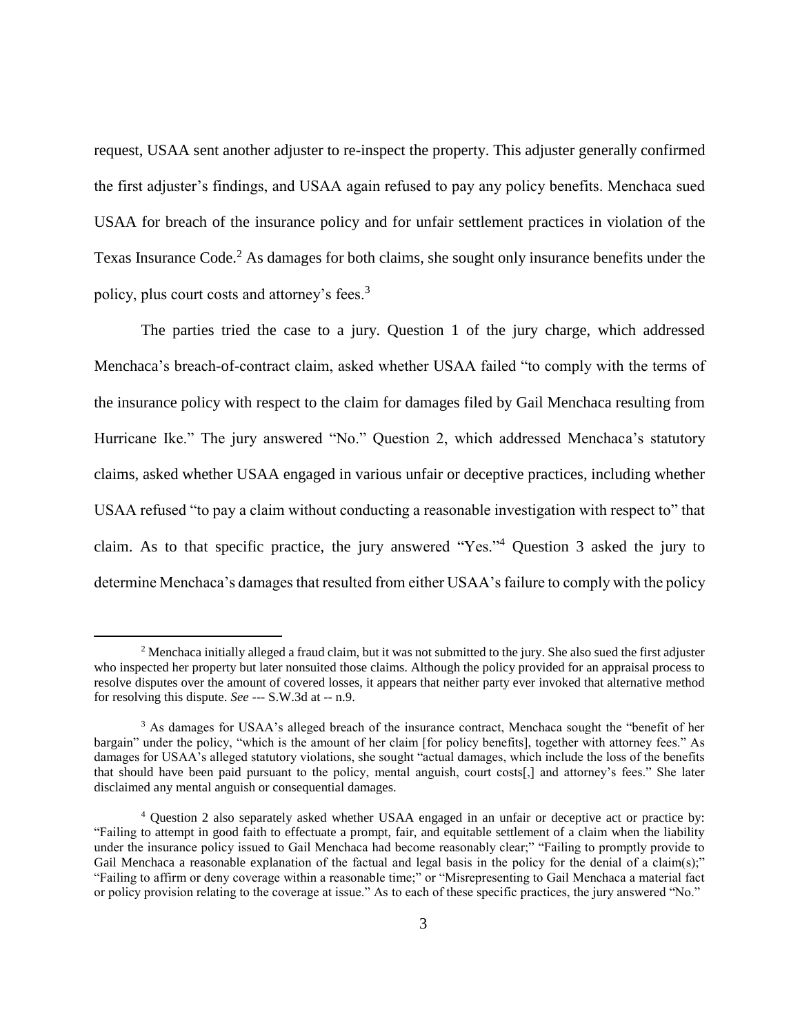request, USAA sent another adjuster to re-inspect the property. This adjuster generally confirmed the first adjuster's findings, and USAA again refused to pay any policy benefits. Menchaca sued USAA for breach of the insurance policy and for unfair settlement practices in violation of the Texas Insurance Code.[2] As damages for both claims, she sought only insurance benefits under the policy, plus court costs and attorney's fees.[3]

The parties tried the case to a jury. Question 1 of the jury charge, which addressed Menchaca's breach-of-contract claim, asked whether USAA failed "to comply with the terms of the insurance policy with respect to the claim for damages filed by Gail Menchaca resulting from Hurricane Ike." The jury answered "No." Question 2, which addressed Menchaca's statutory claims, asked whether USAA engaged in various unfair or deceptive practices, including whether USAA refused "to pay a claim without conducting a reasonable investigation with respect to" that claim. As to that specific practice, the jury answered "Yes."[4] Question 3 asked the jury to determine Menchaca's damages that resulted from either USAA's failure to comply with the policy

---

[2] Menchaca initially alleged a fraud claim, but it was not submitted to the jury. She also sued the first adjuster who inspected her property but later nonsuited those claims. Although the policy provided for an appraisal process to resolve disputes over the amount of covered losses, it appears that neither party ever invoked that alternative method for resolving this dispute. *See* --- S.W.3d at -- n.9.

[3] As damages for USAA's alleged breach of the insurance contract, Menchaca sought the "benefit of her bargain" under the policy, "which is the amount of her claim [for policy benefits], together with attorney fees." As damages for USAA's alleged statutory violations, she sought "actual damages, which include the loss of the benefits that should have been paid pursuant to the policy, mental anguish, court costs[,] and attorney's fees." She later disclaimed any mental anguish or consequential damages.

[4] Question 2 also separately asked whether USAA engaged in an unfair or deceptive act or practice by: "Failing to attempt in good faith to effectuate a prompt, fair, and equitable settlement of a claim when the liability under the insurance policy issued to Gail Menchaca had become reasonably clear;" "Failing to promptly provide to Gail Menchaca a reasonable explanation of the factual and legal basis in the policy for the denial of a claim(s);" "Failing to affirm or deny coverage within a reasonable time;" or "Misrepresenting to Gail Menchaca a material fact or policy provision relating to the coverage at issue." As to each of these specific practices, the jury answered "No."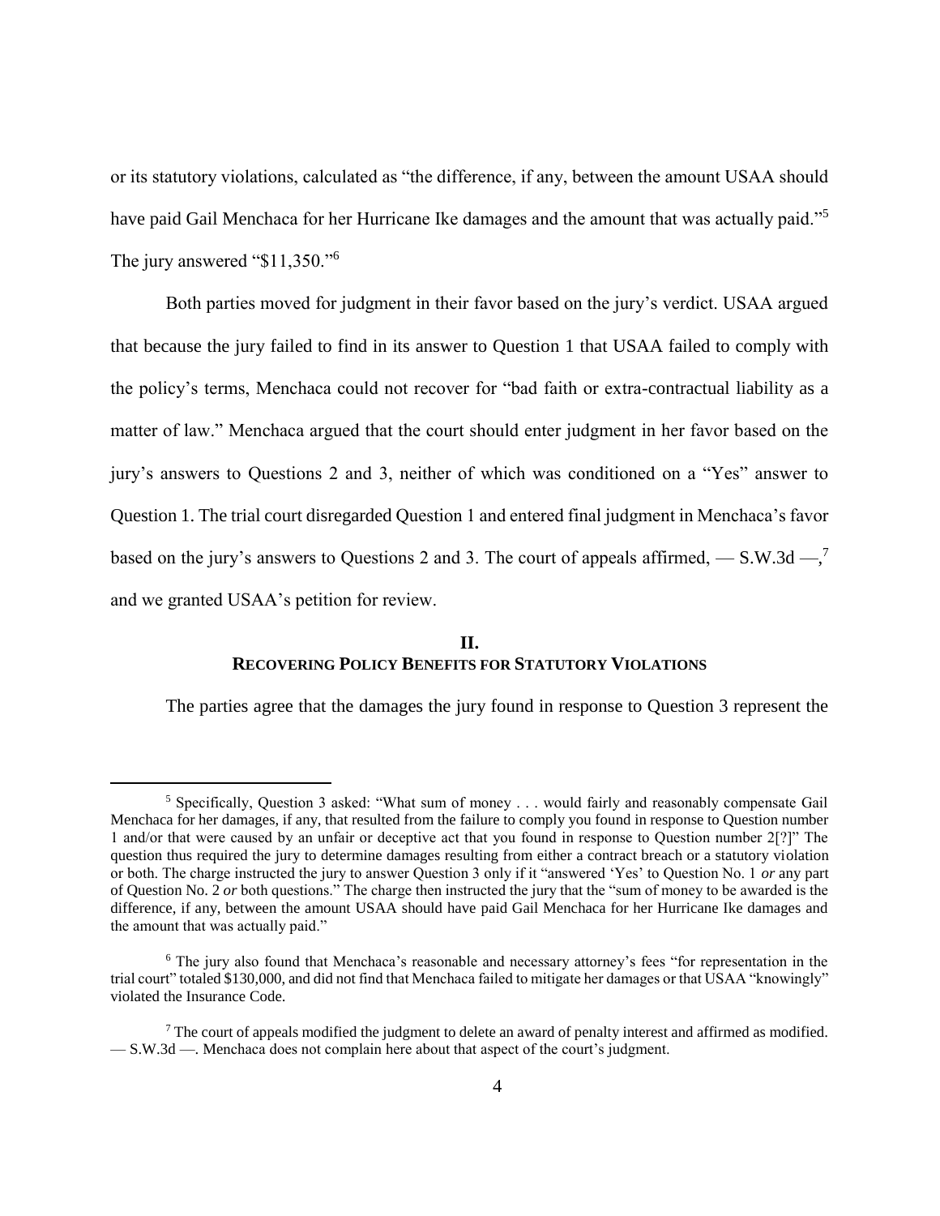or its statutory violations, calculated as "the difference, if any, between the amount USAA should have paid Gail Menchaca for her Hurricane Ike damages and the amount that was actually paid."[5] The jury answered "$11,350."[6]

Both parties moved for judgment in their favor based on the jury's verdict. USAA argued that because the jury failed to find in its answer to Question 1 that USAA failed to comply with the policy's terms, Menchaca could not recover for "bad faith or extra-contractual liability as a matter of law." Menchaca argued that the court should enter judgment in her favor based on the jury's answers to Questions 2 and 3, neither of which was conditioned on a "Yes" answer to Question 1. The trial court disregarded Question 1 and entered final judgment in Menchaca's favor based on the jury's answers to Questions 2 and 3. The court of appeals affirmed, — S.W.3d —,[7] and we granted USAA's petition for review.

## II.
## RECOVERING POLICY BENEFITS FOR STATUTORY VIOLATIONS

The parties agree that the damages the jury found in response to Question 3 represent the

---

[5] Specifically, Question 3 asked: "What sum of money . . . would fairly and reasonably compensate Gail Menchaca for her damages, if any, that resulted from the failure to comply you found in response to Question number 1 and/or that were caused by an unfair or deceptive act that you found in response to Question number 2[?]" The question thus required the jury to determine damages resulting from either a contract breach or a statutory violation or both. The charge instructed the jury to answer Question 3 only if it "answered 'Yes' to Question No. 1 *or* any part of Question No. 2 *or* both questions." The charge then instructed the jury that the "sum of money to be awarded is the difference, if any, between the amount USAA should have paid Gail Menchaca for her Hurricane Ike damages and the amount that was actually paid."

[6] The jury also found that Menchaca's reasonable and necessary attorney's fees "for representation in the trial court" totaled $130,000, and did not find that Menchaca failed to mitigate her damages or that USAA "knowingly" violated the Insurance Code.

[7] The court of appeals modified the judgment to delete an award of penalty interest and affirmed as modified. — S.W.3d —. Menchaca does not complain here about that aspect of the court's judgment.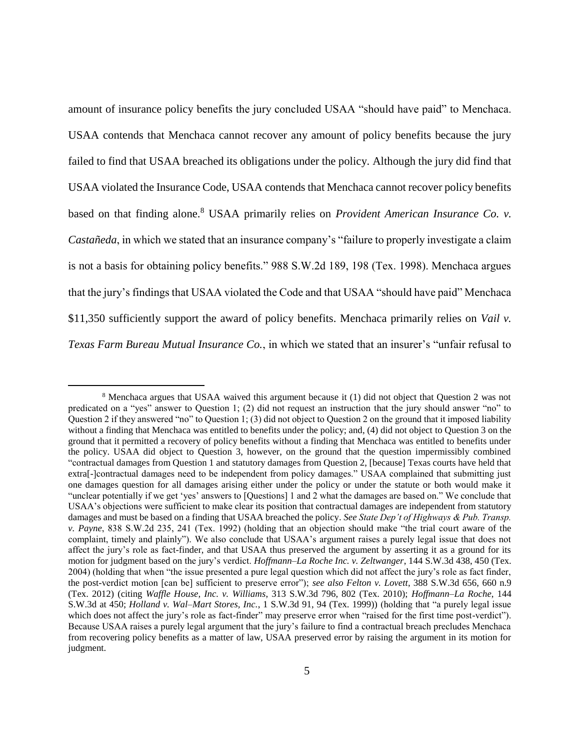amount of insurance policy benefits the jury concluded USAA "should have paid" to Menchaca. USAA contends that Menchaca cannot recover any amount of policy benefits because the jury failed to find that USAA breached its obligations under the policy. Although the jury did find that USAA violated the Insurance Code, USAA contends that Menchaca cannot recover policy benefits based on that finding alone.[8] USAA primarily relies on *Provident American Insurance Co. v. Castañeda*, in which we stated that an insurance company's "failure to properly investigate a claim is not a basis for obtaining policy benefits." 988 S.W.2d 189, 198 (Tex. 1998). Menchaca argues that the jury's findings that USAA violated the Code and that USAA "should have paid" Menchaca $11,350 sufficiently support the award of policy benefits. Menchaca primarily relies on *Vail v. Texas Farm Bureau Mutual Insurance Co.*, in which we stated that an insurer's "unfair refusal to

---

[8] Menchaca argues that USAA waived this argument because it (1) did not object that Question 2 was not predicated on a "yes" answer to Question 1; (2) did not request an instruction that the jury should answer "no" to Question 2 if they answered "no" to Question 1; (3) did not object to Question 2 on the ground that it imposed liability without a finding that Menchaca was entitled to benefits under the policy; and, (4) did not object to Question 3 on the ground that it permitted a recovery of policy benefits without a finding that Menchaca was entitled to benefits under the policy. USAA did object to Question 3, however, on the ground that the question impermissibly combined "contractual damages from Question 1 and statutory damages from Question 2, [because] Texas courts have held that extra[-]contractual damages need to be independent from policy damages." USAA complained that submitting just one damages question for all damages arising either under the policy or under the statute or both would make it "unclear potentially if we get 'yes' answers to [Questions] 1 and 2 what the damages are based on." We conclude that USAA's objections were sufficient to make clear its position that contractual damages are independent from statutory damages and must be based on a finding that USAA breached the policy. *See State Dep't of Highways & Pub. Transp. v. Payne*, 838 S.W.2d 235, 241 (Tex. 1992) (holding that an objection should make "the trial court aware of the complaint, timely and plainly"). We also conclude that USAA's argument raises a purely legal issue that does not affect the jury's role as fact-finder, and that USAA thus preserved the argument by asserting it as a ground for its motion for judgment based on the jury's verdict. *Hoffmann–La Roche Inc. v. Zeltwanger*, 144 S.W.3d 438, 450 (Tex. 2004) (holding that when "the issue presented a pure legal question which did not affect the jury's role as fact finder, the post-verdict motion [can be] sufficient to preserve error"); *see also Felton v. Lovett*, 388 S.W.3d 656, 660 n.9 (Tex. 2012) (citing *Waffle House, Inc. v. Williams*, 313 S.W.3d 796, 802 (Tex. 2010); *Hoffmann–La Roche*, 144 S.W.3d at 450; *Holland v. Wal–Mart Stores, Inc.*, 1 S.W.3d 91, 94 (Tex. 1999)) (holding that "a purely legal issue which does not affect the jury's role as fact-finder" may preserve error when "raised for the first time post-verdict"). Because USAA raises a purely legal argument that the jury's failure to find a contractual breach precludes Menchaca from recovering policy benefits as a matter of law, USAA preserved error by raising the argument in its motion for judgment.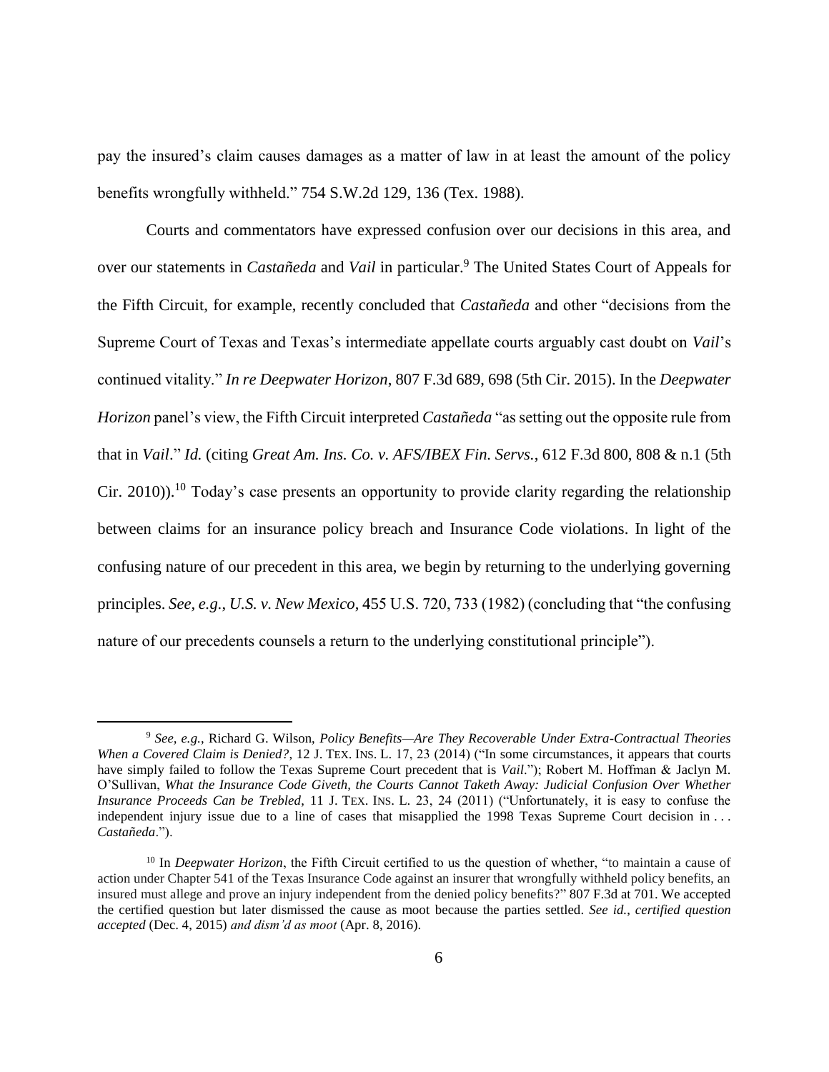pay the insured's claim causes damages as a matter of law in at least the amount of the policy benefits wrongfully withheld." 754 S.W.2d 129, 136 (Tex. 1988).

Courts and commentators have expressed confusion over our decisions in this area, and over our statements in *Castañeda* and *Vail* in particular.[9] The United States Court of Appeals for the Fifth Circuit, for example, recently concluded that *Castañeda* and other "decisions from the Supreme Court of Texas and Texas's intermediate appellate courts arguably cast doubt on *Vail*'s continued vitality." *In re Deepwater Horizon*, 807 F.3d 689, 698 (5th Cir. 2015). In the *Deepwater Horizon* panel's view, the Fifth Circuit interpreted *Castañeda* "as setting out the opposite rule from that in *Vail*." *Id.* (citing *Great Am. Ins. Co. v. AFS/IBEX Fin. Servs.*, 612 F.3d 800, 808 & n.1 (5th Cir. 2010)).[10] Today's case presents an opportunity to provide clarity regarding the relationship between claims for an insurance policy breach and Insurance Code violations. In light of the confusing nature of our precedent in this area, we begin by returning to the underlying governing principles. *See, e.g.*, *U.S. v. New Mexico*, 455 U.S. 720, 733 (1982) (concluding that "the confusing nature of our precedents counsels a return to the underlying constitutional principle").

---

[9] *See, e.g.*, Richard G. Wilson, *Policy Benefits—Are They Recoverable Under Extra-Contractual Theories When a Covered Claim is Denied?*, 12 J. TEX. INS. L. 17, 23 (2014) ("In some circumstances, it appears that courts have simply failed to follow the Texas Supreme Court precedent that is *Vail*."); Robert M. Hoffman & Jaclyn M. O'Sullivan, *What the Insurance Code Giveth, the Courts Cannot Taketh Away: Judicial Confusion Over Whether Insurance Proceeds Can be Trebled*, 11 J. TEX. INS. L. 23, 24 (2011) ("Unfortunately, it is easy to confuse the independent injury issue due to a line of cases that misapplied the 1998 Texas Supreme Court decision in . . . *Castañeda*.").

[10] In *Deepwater Horizon*, the Fifth Circuit certified to us the question of whether, "to maintain a cause of action under Chapter 541 of the Texas Insurance Code against an insurer that wrongfully withheld policy benefits, an insured must allege and prove an injury independent from the denied policy benefits?" 807 F.3d at 701. We accepted the certified question but later dismissed the cause as moot because the parties settled. *See id.*, *certified question accepted* (Dec. 4, 2015) *and dism'd as moot* (Apr. 8, 2016).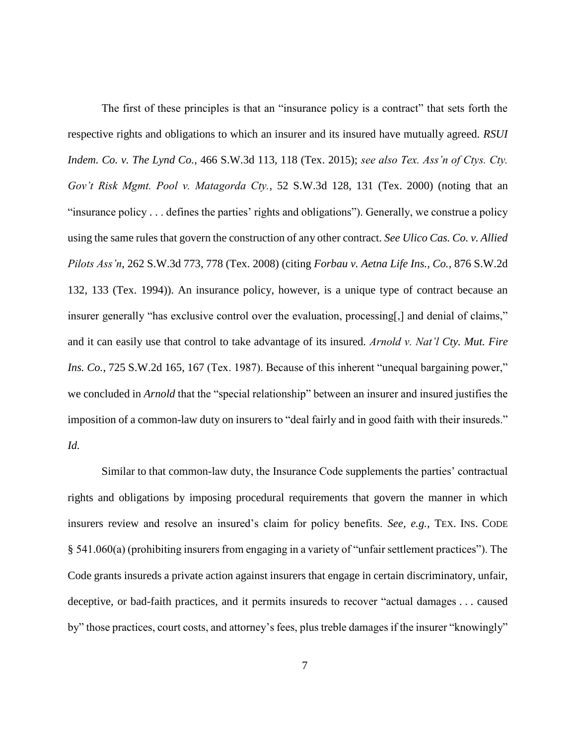The first of these principles is that an "insurance policy is a contract" that sets forth the respective rights and obligations to which an insurer and its insured have mutually agreed. *RSUI Indem. Co. v. The Lynd Co.*, 466 S.W.3d 113, 118 (Tex. 2015); *see also Tex. Ass'n of Ctys. Cty. Gov't Risk Mgmt. Pool v. Matagorda Cty.*, 52 S.W.3d 128, 131 (Tex. 2000) (noting that an "insurance policy . . . defines the parties' rights and obligations"). Generally, we construe a policy using the same rules that govern the construction of any other contract. *See Ulico Cas. Co. v. Allied Pilots Ass'n*, 262 S.W.3d 773, 778 (Tex. 2008) (citing *Forbau v. Aetna Life Ins., Co.*, 876 S.W.2d 132, 133 (Tex. 1994)). An insurance policy, however, is a unique type of contract because an insurer generally "has exclusive control over the evaluation, processing[,] and denial of claims," and it can easily use that control to take advantage of its insured. *Arnold v. Nat'l Cty. Mut. Fire Ins. Co.*, 725 S.W.2d 165, 167 (Tex. 1987). Because of this inherent "unequal bargaining power," we concluded in *Arnold* that the "special relationship" between an insurer and insured justifies the imposition of a common-law duty on insurers to "deal fairly and in good faith with their insureds." *Id.*

Similar to that common-law duty, the Insurance Code supplements the parties' contractual rights and obligations by imposing procedural requirements that govern the manner in which insurers review and resolve an insured's claim for policy benefits. *See, e.g.*, TEX. INS. CODE § 541.060(a) (prohibiting insurers from engaging in a variety of "unfair settlement practices"). The Code grants insureds a private action against insurers that engage in certain discriminatory, unfair, deceptive, or bad-faith practices, and it permits insureds to recover "actual damages . . . caused by" those practices, court costs, and attorney's fees, plus treble damages if the insurer "knowingly"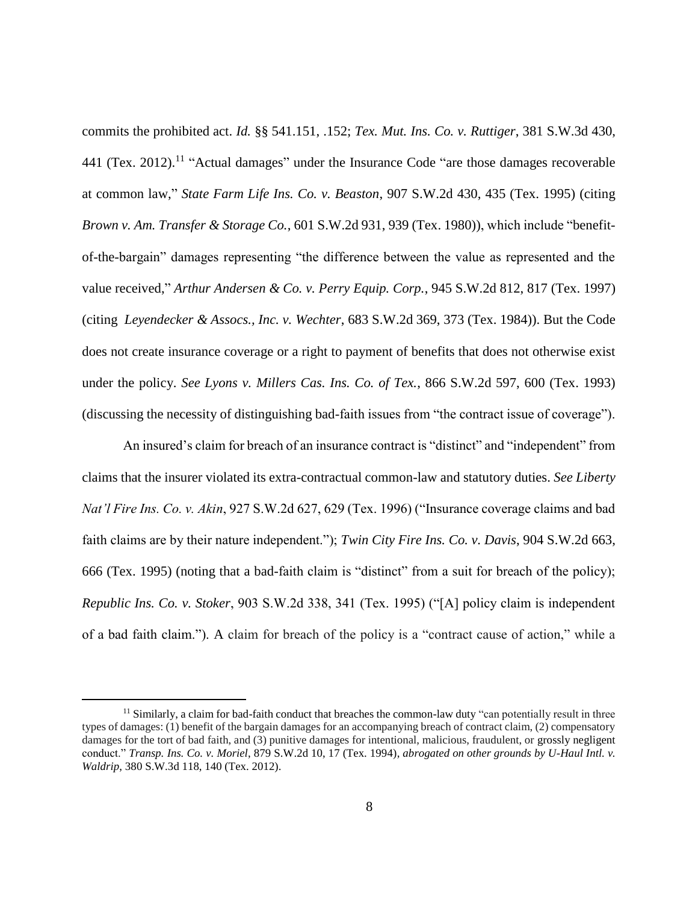commits the prohibited act. *Id.* §§ 541.151, .152; *Tex. Mut. Ins. Co. v. Ruttiger*, 381 S.W.3d 430, 441 (Tex. 2012).[11] "Actual damages" under the Insurance Code "are those damages recoverable at common law," *State Farm Life Ins. Co. v. Beaston*, 907 S.W.2d 430, 435 (Tex. 1995) (citing *Brown v. Am. Transfer & Storage Co.*, 601 S.W.2d 931, 939 (Tex. 1980)), which include "benefit-of-the-bargain" damages representing "the difference between the value as represented and the value received," *Arthur Andersen & Co. v. Perry Equip. Corp.*, 945 S.W.2d 812, 817 (Tex. 1997) (citing *Leyendecker & Assocs., Inc. v. Wechter*, 683 S.W.2d 369, 373 (Tex. 1984)). But the Code does not create insurance coverage or a right to payment of benefits that does not otherwise exist under the policy. *See Lyons v. Millers Cas. Ins. Co. of Tex.*, 866 S.W.2d 597, 600 (Tex. 1993) (discussing the necessity of distinguishing bad-faith issues from "the contract issue of coverage").

An insured's claim for breach of an insurance contract is "distinct" and "independent" from claims that the insurer violated its extra-contractual common-law and statutory duties. *See Liberty Nat'l Fire Ins. Co. v. Akin*, 927 S.W.2d 627, 629 (Tex. 1996) ("Insurance coverage claims and bad faith claims are by their nature independent."); *Twin City Fire Ins. Co. v. Davis*, 904 S.W.2d 663, 666 (Tex. 1995) (noting that a bad-faith claim is "distinct" from a suit for breach of the policy); *Republic Ins. Co. v. Stoker*, 903 S.W.2d 338, 341 (Tex. 1995) ("[A] policy claim is independent of a bad faith claim."). A claim for breach of the policy is a "contract cause of action," while a

[11] Similarly, a claim for bad-faith conduct that breaches the common-law duty "can potentially result in three types of damages: (1) benefit of the bargain damages for an accompanying breach of contract claim, (2) compensatory damages for the tort of bad faith, and (3) punitive damages for intentional, malicious, fraudulent, or grossly negligent conduct." *Transp. Ins. Co. v. Moriel*, 879 S.W.2d 10, 17 (Tex. 1994), *abrogated on other grounds by U-Haul Intl. v. Waldrip*, 380 S.W.3d 118, 140 (Tex. 2012).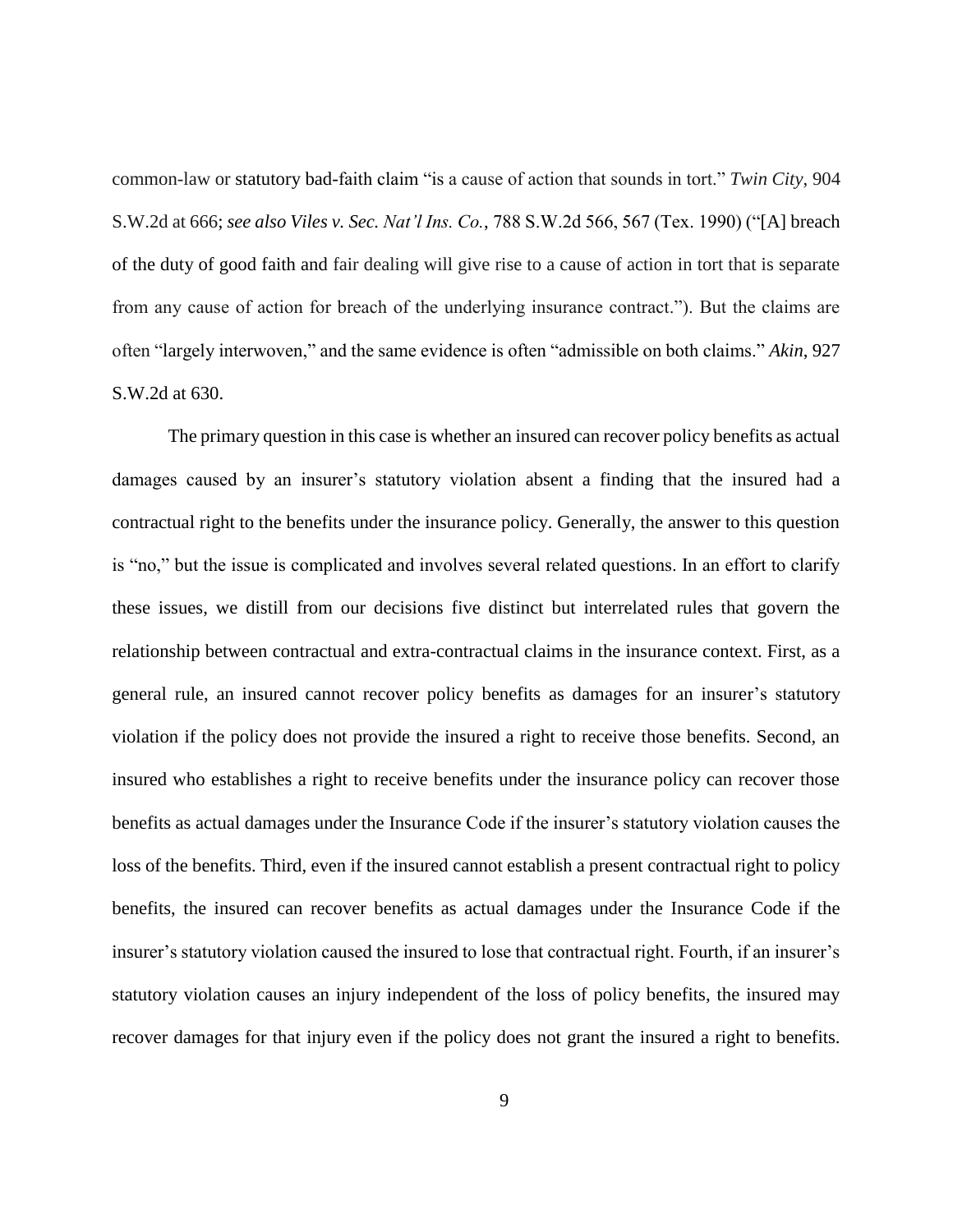common-law or statutory bad-faith claim "is a cause of action that sounds in tort." *Twin City*, 904 S.W.2d at 666; *see also Viles v. Sec. Nat'l Ins. Co.*, 788 S.W.2d 566, 567 (Tex. 1990) ("[A] breach of the duty of good faith and fair dealing will give rise to a cause of action in tort that is separate from any cause of action for breach of the underlying insurance contract."). But the claims are often "largely interwoven," and the same evidence is often "admissible on both claims." *Akin*, 927 S.W.2d at 630.

The primary question in this case is whether an insured can recover policy benefits as actual damages caused by an insurer's statutory violation absent a finding that the insured had a contractual right to the benefits under the insurance policy. Generally, the answer to this question is "no," but the issue is complicated and involves several related questions. In an effort to clarify these issues, we distill from our decisions five distinct but interrelated rules that govern the relationship between contractual and extra-contractual claims in the insurance context. First, as a general rule, an insured cannot recover policy benefits as damages for an insurer's statutory violation if the policy does not provide the insured a right to receive those benefits. Second, an insured who establishes a right to receive benefits under the insurance policy can recover those benefits as actual damages under the Insurance Code if the insurer's statutory violation causes the loss of the benefits. Third, even if the insured cannot establish a present contractual right to policy benefits, the insured can recover benefits as actual damages under the Insurance Code if the insurer's statutory violation caused the insured to lose that contractual right. Fourth, if an insurer's statutory violation causes an injury independent of the loss of policy benefits, the insured may recover damages for that injury even if the policy does not grant the insured a right to benefits.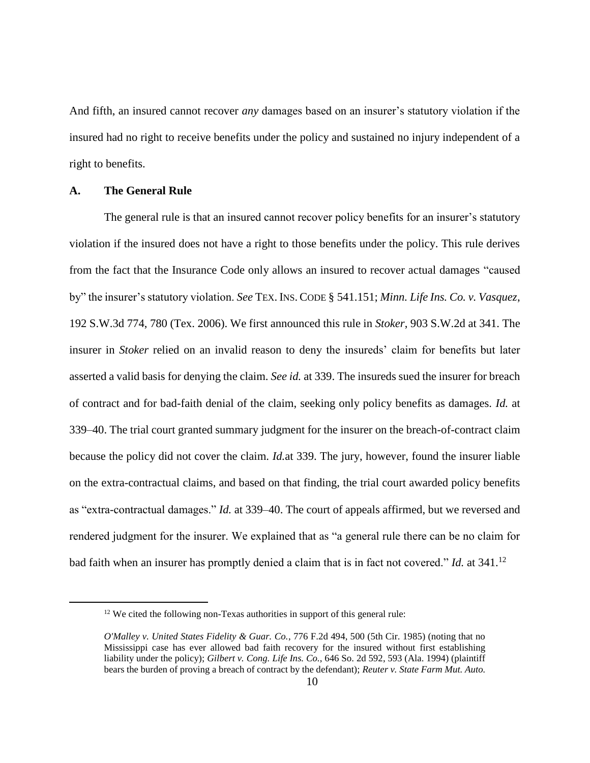And fifth, an insured cannot recover *any* damages based on an insurer's statutory violation if the insured had no right to receive benefits under the policy and sustained no injury independent of a right to benefits.

### A. The General Rule

The general rule is that an insured cannot recover policy benefits for an insurer's statutory violation if the insured does not have a right to those benefits under the policy. This rule derives from the fact that the Insurance Code only allows an insured to recover actual damages "caused by" the insurer's statutory violation. *See* TEX. INS. CODE § 541.151; *Minn. Life Ins. Co. v. Vasquez*, 192 S.W.3d 774, 780 (Tex. 2006). We first announced this rule in *Stoker*, 903 S.W.2d at 341. The insurer in *Stoker* relied on an invalid reason to deny the insureds' claim for benefits but later asserted a valid basis for denying the claim. *See id.* at 339. The insureds sued the insurer for breach of contract and for bad-faith denial of the claim, seeking only policy benefits as damages. *Id.* at 339–40. The trial court granted summary judgment for the insurer on the breach-of-contract claim because the policy did not cover the claim. *Id.*at 339. The jury, however, found the insurer liable on the extra-contractual claims, and based on that finding, the trial court awarded policy benefits as "extra-contractual damages." *Id.* at 339–40. The court of appeals affirmed, but we reversed and rendered judgment for the insurer. We explained that as "a general rule there can be no claim for bad faith when an insurer has promptly denied a claim that is in fact not covered." *Id.* at 341.[12]

[12] We cited the following non-Texas authorities in support of this general rule:

> *O'Malley v. United States Fidelity & Guar. Co.*, 776 F.2d 494, 500 (5th Cir. 1985) (noting that no Mississippi case has ever allowed bad faith recovery for the insured without first establishing liability under the policy); *Gilbert v. Cong. Life Ins. Co.*, 646 So. 2d 592, 593 (Ala. 1994) (plaintiff bears the burden of proving a breach of contract by the defendant); *Reuter v. State Farm Mut. Auto.*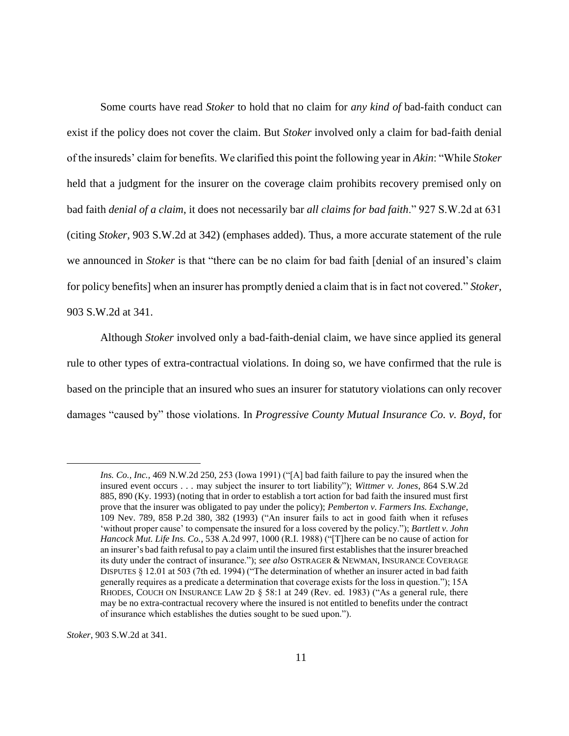Some courts have read *Stoker* to hold that no claim for *any kind of* bad-faith conduct can exist if the policy does not cover the claim. But *Stoker* involved only a claim for bad-faith denial of the insureds' claim for benefits. We clarified this point the following year in *Akin*: "While *Stoker* held that a judgment for the insurer on the coverage claim prohibits recovery premised only on bad faith *denial of a claim*, it does not necessarily bar *all claims for bad faith*." 927 S.W.2d at 631 (citing *Stoker*, 903 S.W.2d at 342) (emphases added). Thus, a more accurate statement of the rule we announced in *Stoker* is that "there can be no claim for bad faith [denial of an insured's claim for policy benefits] when an insurer has promptly denied a claim that is in fact not covered." *Stoker*, 903 S.W.2d at 341.

Although *Stoker* involved only a bad-faith-denial claim, we have since applied its general rule to other types of extra-contractual violations. In doing so, we have confirmed that the rule is based on the principle that an insured who sues an insurer for statutory violations can only recover damages "caused by" those violations. In *Progressive County Mutual Insurance Co. v. Boyd*, for

---

*Ins. Co., Inc.*, 469 N.W.2d 250, 253 (Iowa 1991) ("[A] bad faith failure to pay the insured when the insured event occurs . . . may subject the insurer to tort liability"); *Wittmer v. Jones*, 864 S.W.2d 885, 890 (Ky. 1993) (noting that in order to establish a tort action for bad faith the insured must first prove that the insurer was obligated to pay under the policy); *Pemberton v. Farmers Ins. Exchange*, 109 Nev. 789, 858 P.2d 380, 382 (1993) ("An insurer fails to act in good faith when it refuses 'without proper cause' to compensate the insured for a loss covered by the policy."); *Bartlett v. John Hancock Mut. Life Ins. Co.*, 538 A.2d 997, 1000 (R.I. 1988) ("[T]here can be no cause of action for an insurer's bad faith refusal to pay a claim until the insured first establishes that the insurer breached its duty under the contract of insurance."); *see also* OSTRAGER & NEWMAN, INSURANCE COVERAGE DISPUTES § 12.01 at 503 (7th ed. 1994) ("The determination of whether an insurer acted in bad faith generally requires as a predicate a determination that coverage exists for the loss in question."); 15A RHODES, COUCH ON INSURANCE LAW 2D § 58:1 at 249 (Rev. ed. 1983) ("As a general rule, there may be no extra-contractual recovery where the insured is not entitled to benefits under the contract of insurance which establishes the duties sought to be sued upon.").

*Stoker*, 903 S.W.2d at 341.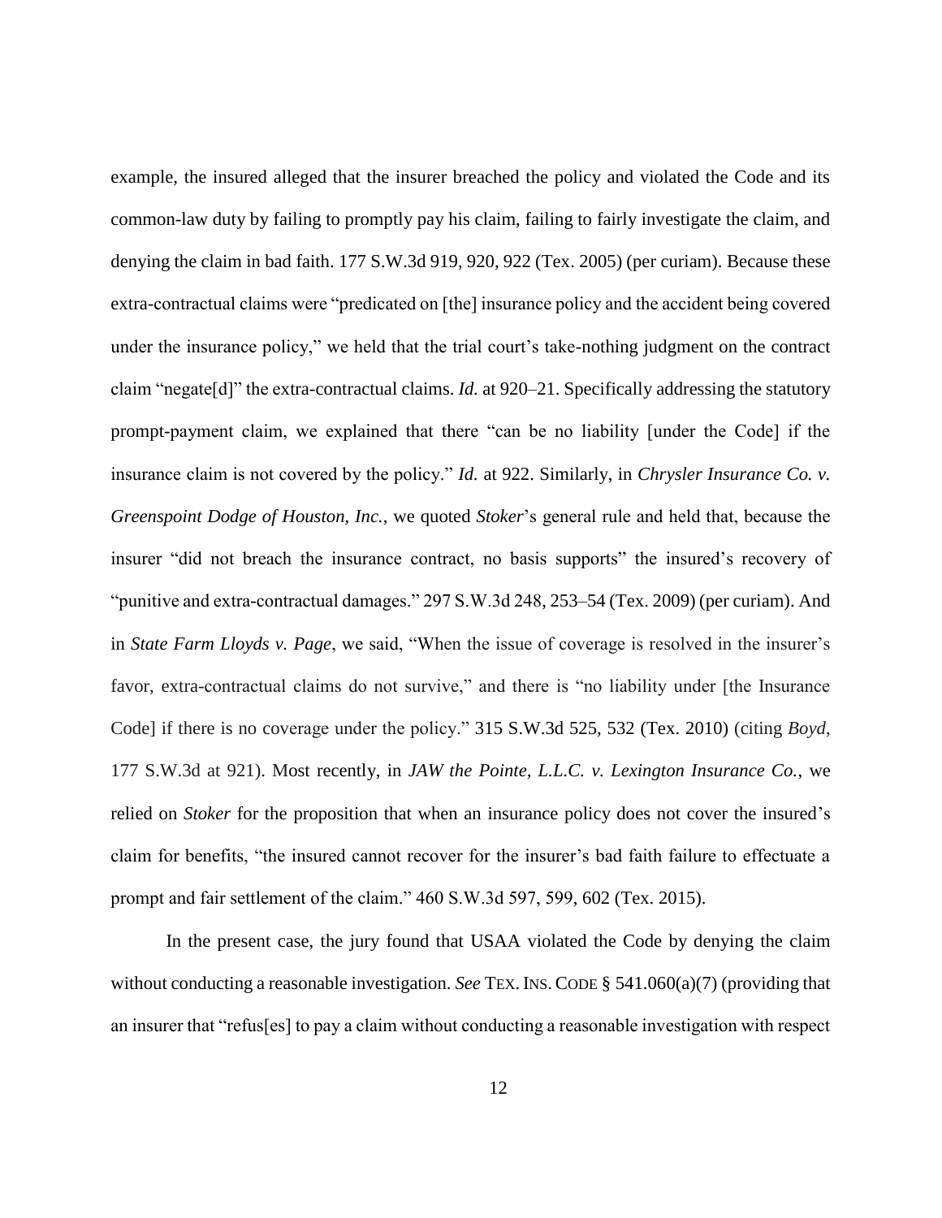example, the insured alleged that the insurer breached the policy and violated the Code and its common-law duty by failing to promptly pay his claim, failing to fairly investigate the claim, and denying the claim in bad faith. 177 S.W.3d 919, 920, 922 (Tex. 2005) (per curiam). Because these extra-contractual claims were "predicated on [the] insurance policy and the accident being covered under the insurance policy," we held that the trial court's take-nothing judgment on the contract claim "negate[d]" the extra-contractual claims. *Id.* at 920–21. Specifically addressing the statutory prompt-payment claim, we explained that there "can be no liability [under the Code] if the insurance claim is not covered by the policy." *Id.* at 922. Similarly, in *Chrysler Insurance Co. v. Greenspoint Dodge of Houston, Inc.*, we quoted *Stoker*'s general rule and held that, because the insurer "did not breach the insurance contract, no basis supports" the insured's recovery of "punitive and extra-contractual damages." 297 S.W.3d 248, 253–54 (Tex. 2009) (per curiam). And in *State Farm Lloyds v. Page*, we said, "When the issue of coverage is resolved in the insurer's favor, extra-contractual claims do not survive," and there is "no liability under [the Insurance Code] if there is no coverage under the policy." 315 S.W.3d 525, 532 (Tex. 2010) (citing *Boyd*, 177 S.W.3d at 921). Most recently, in *JAW the Pointe, L.L.C. v. Lexington Insurance Co.*, we relied on *Stoker* for the proposition that when an insurance policy does not cover the insured's claim for benefits, "the insured cannot recover for the insurer's bad faith failure to effectuate a prompt and fair settlement of the claim." 460 S.W.3d 597, 599, 602 (Tex. 2015).

In the present case, the jury found that USAA violated the Code by denying the claim without conducting a reasonable investigation. *See* TEX. INS. CODE § 541.060(a)(7) (providing that an insurer that "refus[es] to pay a claim without conducting a reasonable investigation with respect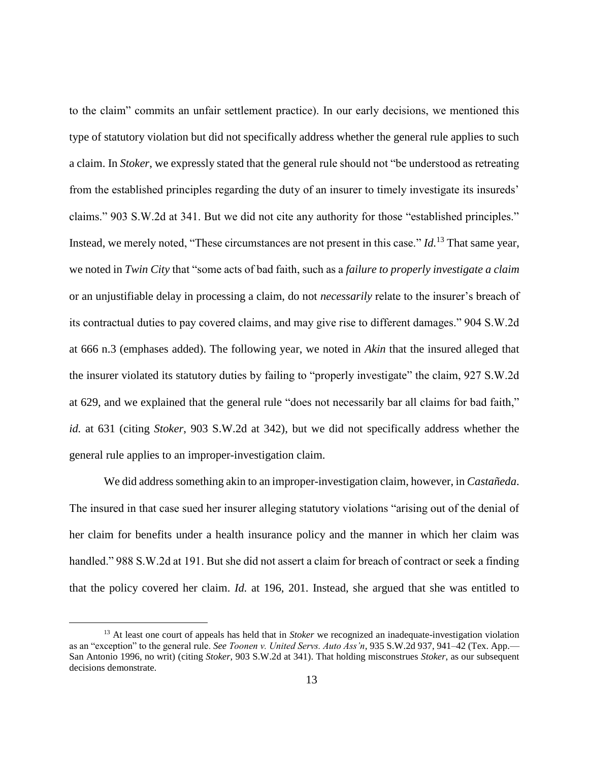to the claim" commits an unfair settlement practice). In our early decisions, we mentioned this type of statutory violation but did not specifically address whether the general rule applies to such a claim. In *Stoker*, we expressly stated that the general rule should not "be understood as retreating from the established principles regarding the duty of an insurer to timely investigate its insureds' claims." 903 S.W.2d at 341. But we did not cite any authority for those "established principles." Instead, we merely noted, "These circumstances are not present in this case." *Id.*[13] That same year, we noted in *Twin City* that "some acts of bad faith, such as a *failure to properly investigate a claim* or an unjustifiable delay in processing a claim, do not *necessarily* relate to the insurer's breach of its contractual duties to pay covered claims, and may give rise to different damages." 904 S.W.2d at 666 n.3 (emphases added). The following year, we noted in *Akin* that the insured alleged that the insurer violated its statutory duties by failing to "properly investigate" the claim, 927 S.W.2d at 629, and we explained that the general rule "does not necessarily bar all claims for bad faith," *id.* at 631 (citing *Stoker*, 903 S.W.2d at 342), but we did not specifically address whether the general rule applies to an improper-investigation claim.

We did address something akin to an improper-investigation claim, however, in *Castañeda*. The insured in that case sued her insurer alleging statutory violations "arising out of the denial of her claim for benefits under a health insurance policy and the manner in which her claim was handled." 988 S.W.2d at 191. But she did not assert a claim for breach of contract or seek a finding that the policy covered her claim. *Id.* at 196, 201. Instead, she argued that she was entitled to

[13] At least one court of appeals has held that in *Stoker* we recognized an inadequate-investigation violation as an "exception" to the general rule. *See Toonen v. United Servs. Auto Ass'n*, 935 S.W.2d 937, 941–42 (Tex. App.—San Antonio 1996, no writ) (citing *Stoker*, 903 S.W.2d at 341). That holding misconstrues *Stoker*, as our subsequent decisions demonstrate.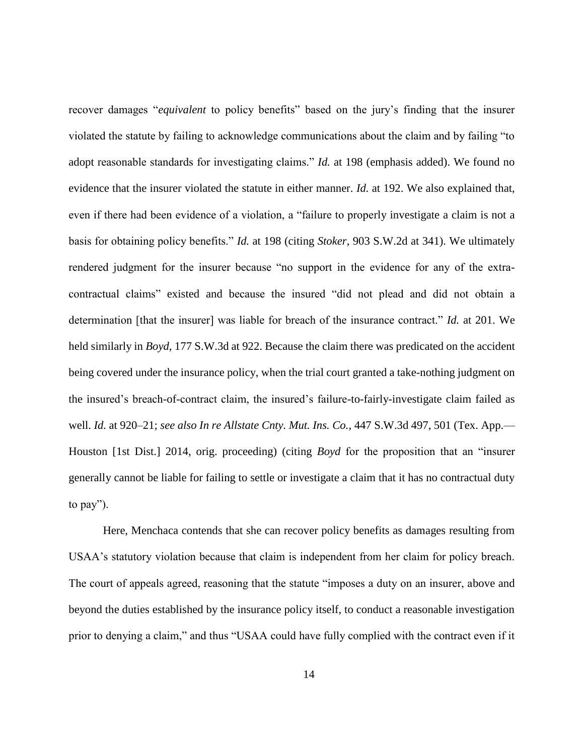recover damages "*equivalent* to policy benefits" based on the jury's finding that the insurer violated the statute by failing to acknowledge communications about the claim and by failing "to adopt reasonable standards for investigating claims." *Id.* at 198 (emphasis added). We found no evidence that the insurer violated the statute in either manner. *Id.* at 192. We also explained that, even if there had been evidence of a violation, a "failure to properly investigate a claim is not a basis for obtaining policy benefits." *Id.* at 198 (citing *Stoker*, 903 S.W.2d at 341). We ultimately rendered judgment for the insurer because "no support in the evidence for any of the extra-contractual claims" existed and because the insured "did not plead and did not obtain a determination [that the insurer] was liable for breach of the insurance contract." *Id.* at 201. We held similarly in *Boyd*, 177 S.W.3d at 922. Because the claim there was predicated on the accident being covered under the insurance policy, when the trial court granted a take-nothing judgment on the insured's breach-of-contract claim, the insured's failure-to-fairly-investigate claim failed as well. *Id.* at 920–21; *see also In re Allstate Cnty. Mut. Ins. Co.*, 447 S.W.3d 497, 501 (Tex. App.—Houston [1st Dist.] 2014, orig. proceeding) (citing *Boyd* for the proposition that an "insurer generally cannot be liable for failing to settle or investigate a claim that it has no contractual duty to pay").

Here, Menchaca contends that she can recover policy benefits as damages resulting from USAA's statutory violation because that claim is independent from her claim for policy breach. The court of appeals agreed, reasoning that the statute "imposes a duty on an insurer, above and beyond the duties established by the insurance policy itself, to conduct a reasonable investigation prior to denying a claim," and thus "USAA could have fully complied with the contract even if it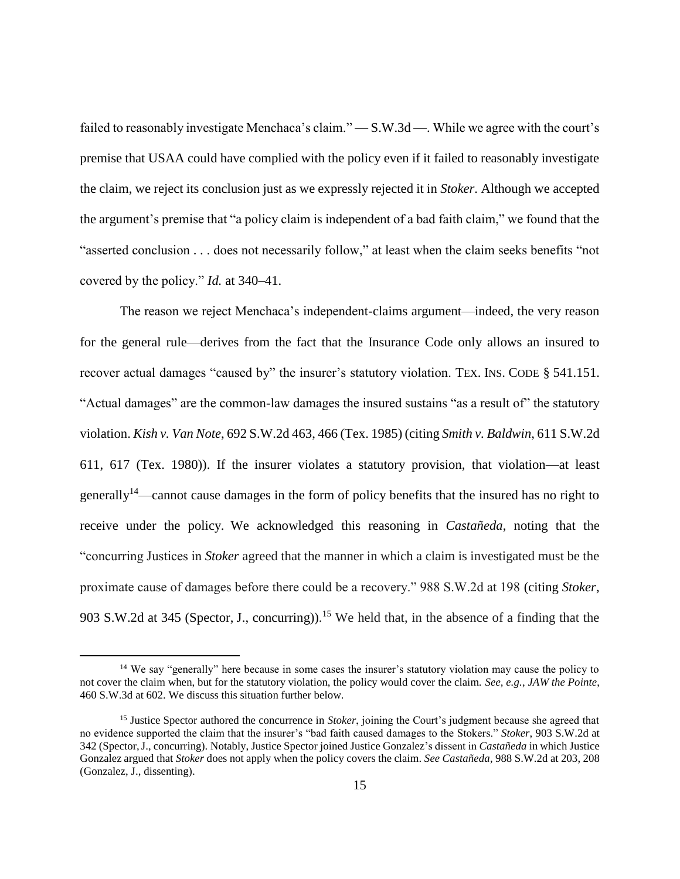failed to reasonably investigate Menchaca's claim." — S.W.3d —. While we agree with the court's premise that USAA could have complied with the policy even if it failed to reasonably investigate the claim, we reject its conclusion just as we expressly rejected it in *Stoker*. Although we accepted the argument's premise that "a policy claim is independent of a bad faith claim," we found that the "asserted conclusion . . . does not necessarily follow," at least when the claim seeks benefits "not covered by the policy." *Id.* at 340–41.

The reason we reject Menchaca's independent-claims argument—indeed, the very reason for the general rule—derives from the fact that the Insurance Code only allows an insured to recover actual damages "caused by" the insurer's statutory violation. TEX. INS. CODE § 541.151. "Actual damages" are the common-law damages the insured sustains "as a result of" the statutory violation. *Kish v. Van Note*, 692 S.W.2d 463, 466 (Tex. 1985) (citing *Smith v. Baldwin*, 611 S.W.2d 611, 617 (Tex. 1980)). If the insurer violates a statutory provision, that violation—at least generally[14]—cannot cause damages in the form of policy benefits that the insured has no right to receive under the policy. We acknowledged this reasoning in *Castañeda*, noting that the "concurring Justices in *Stoker* agreed that the manner in which a claim is investigated must be the proximate cause of damages before there could be a recovery." 988 S.W.2d at 198 (citing *Stoker*, 903 S.W.2d at 345 (Spector, J., concurring)).[15] We held that, in the absence of a finding that the

---

[14] We say "generally" here because in some cases the insurer's statutory violation may cause the policy to not cover the claim when, but for the statutory violation, the policy would cover the claim. *See, e.g.*, *JAW the Pointe*, 460 S.W.3d at 602. We discuss this situation further below.

[15] Justice Spector authored the concurrence in *Stoker*, joining the Court's judgment because she agreed that no evidence supported the claim that the insurer's "bad faith caused damages to the Stokers." *Stoker*, 903 S.W.2d at 342 (Spector, J., concurring). Notably, Justice Spector joined Justice Gonzalez's dissent in *Castañeda* in which Justice Gonzalez argued that *Stoker* does not apply when the policy covers the claim. *See Castañeda*, 988 S.W.2d at 203, 208 (Gonzalez, J., dissenting).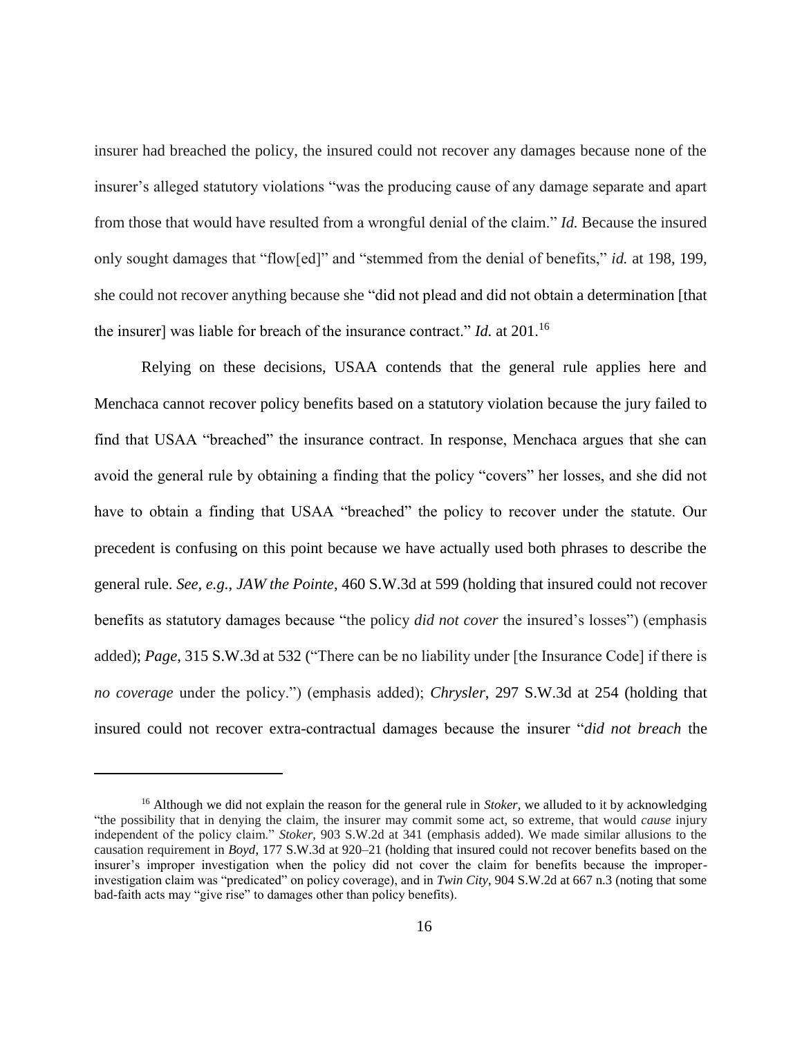insurer had breached the policy, the insured could not recover any damages because none of the insurer's alleged statutory violations "was the producing cause of any damage separate and apart from those that would have resulted from a wrongful denial of the claim." *Id.* Because the insured only sought damages that "flow[ed]" and "stemmed from the denial of benefits," *id.* at 198, 199, she could not recover anything because she "did not plead and did not obtain a determination [that the insurer] was liable for breach of the insurance contract." *Id.* at 201.[16]

Relying on these decisions, USAA contends that the general rule applies here and Menchaca cannot recover policy benefits based on a statutory violation because the jury failed to find that USAA "breached" the insurance contract. In response, Menchaca argues that she can avoid the general rule by obtaining a finding that the policy "covers" her losses, and she did not have to obtain a finding that USAA "breached" the policy to recover under the statute. Our precedent is confusing on this point because we have actually used both phrases to describe the general rule. *See, e.g.*, *JAW the Pointe*, 460 S.W.3d at 599 (holding that insured could not recover benefits as statutory damages because "the policy *did not cover* the insured's losses") (emphasis added); *Page*, 315 S.W.3d at 532 ("There can be no liability under [the Insurance Code] if there is *no coverage* under the policy.") (emphasis added); *Chrysler*, 297 S.W.3d at 254 (holding that insured could not recover extra-contractual damages because the insurer "*did not breach* the

---

[16] Although we did not explain the reason for the general rule in *Stoker*, we alluded to it by acknowledging "the possibility that in denying the claim, the insurer may commit some act, so extreme, that would *cause* injury independent of the policy claim." *Stoker*, 903 S.W.2d at 341 (emphasis added). We made similar allusions to the causation requirement in *Boyd*, 177 S.W.3d at 920–21 (holding that insured could not recover benefits based on the insurer's improper investigation when the policy did not cover the claim for benefits because the improper-investigation claim was "predicated" on policy coverage), and in *Twin City*, 904 S.W.2d at 667 n.3 (noting that some bad-faith acts may "give rise" to damages other than policy benefits).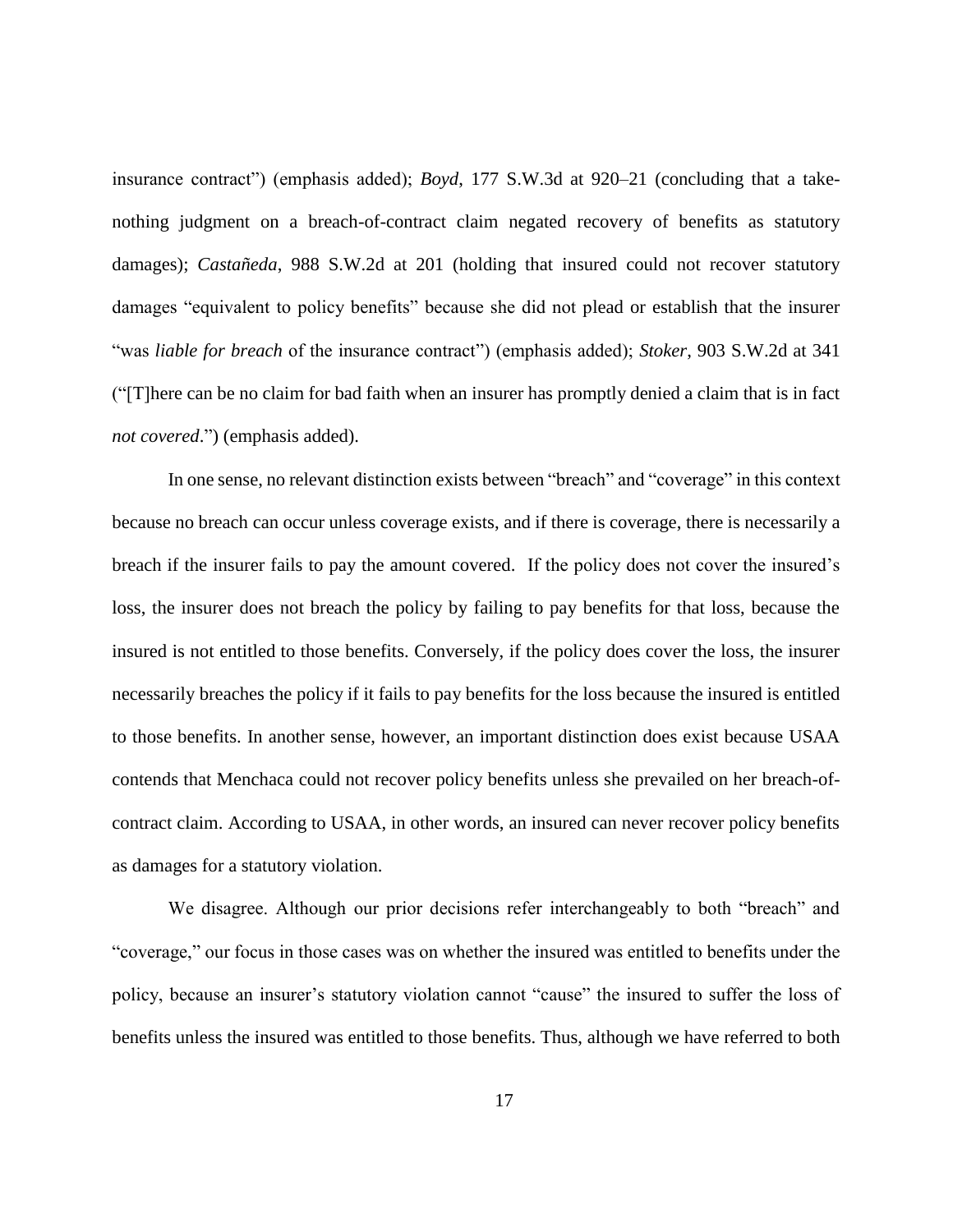insurance contract") (emphasis added); *Boyd*, 177 S.W.3d at 920–21 (concluding that a take-nothing judgment on a breach-of-contract claim negated recovery of benefits as statutory damages); *Castañeda*, 988 S.W.2d at 201 (holding that insured could not recover statutory damages "equivalent to policy benefits" because she did not plead or establish that the insurer "was *liable for breach* of the insurance contract") (emphasis added); *Stoker*, 903 S.W.2d at 341 ("[T]here can be no claim for bad faith when an insurer has promptly denied a claim that is in fact *not covered*.") (emphasis added).

In one sense, no relevant distinction exists between "breach" and "coverage" in this context because no breach can occur unless coverage exists, and if there is coverage, there is necessarily a breach if the insurer fails to pay the amount covered. If the policy does not cover the insured's loss, the insurer does not breach the policy by failing to pay benefits for that loss, because the insured is not entitled to those benefits. Conversely, if the policy does cover the loss, the insurer necessarily breaches the policy if it fails to pay benefits for the loss because the insured is entitled to those benefits. In another sense, however, an important distinction does exist because USAA contends that Menchaca could not recover policy benefits unless she prevailed on her breach-of-contract claim. According to USAA, in other words, an insured can never recover policy benefits as damages for a statutory violation.

We disagree. Although our prior decisions refer interchangeably to both "breach" and "coverage," our focus in those cases was on whether the insured was entitled to benefits under the policy, because an insurer's statutory violation cannot "cause" the insured to suffer the loss of benefits unless the insured was entitled to those benefits. Thus, although we have referred to both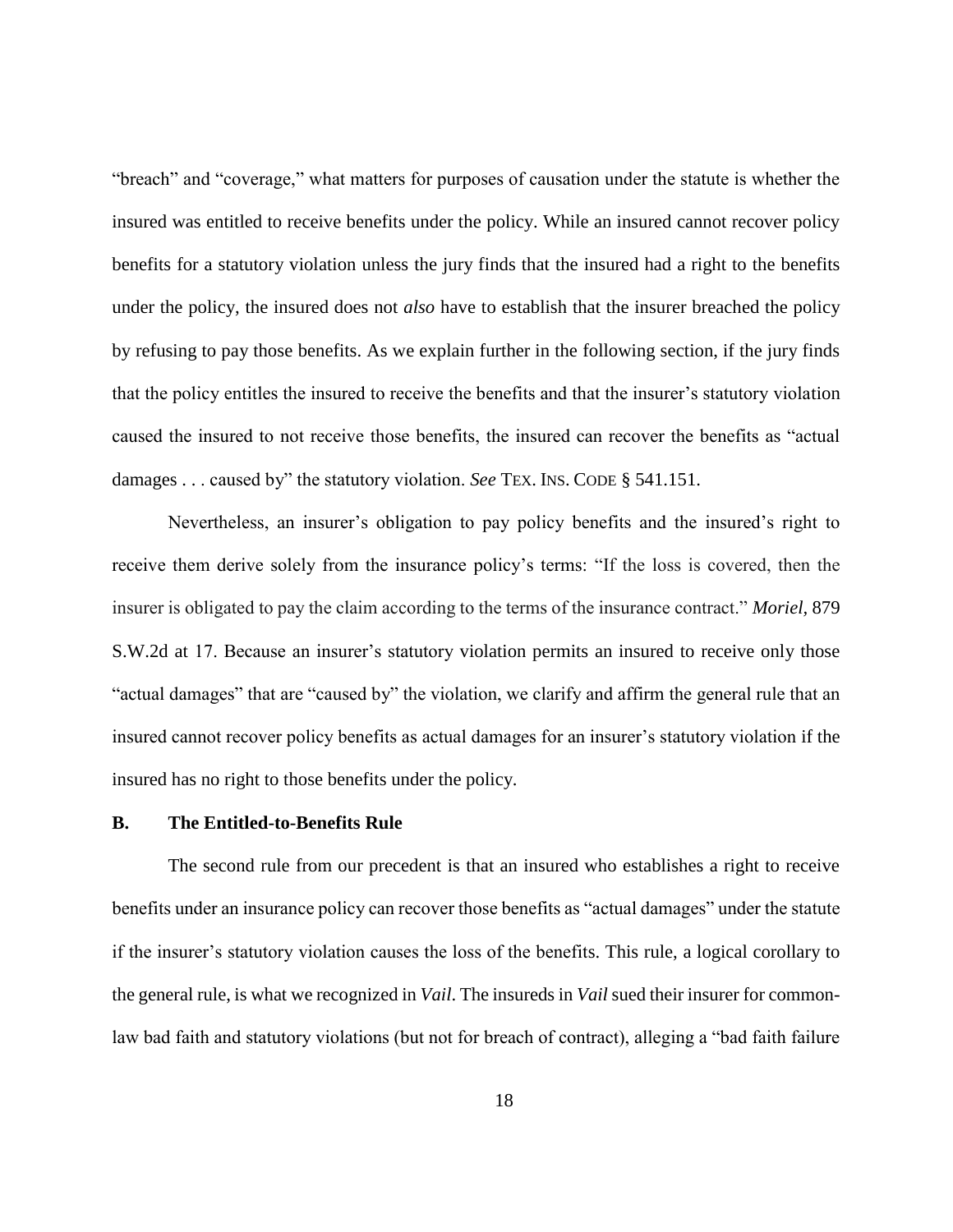"breach" and "coverage," what matters for purposes of causation under the statute is whether the insured was entitled to receive benefits under the policy. While an insured cannot recover policy benefits for a statutory violation unless the jury finds that the insured had a right to the benefits under the policy, the insured does not *also* have to establish that the insurer breached the policy by refusing to pay those benefits. As we explain further in the following section, if the jury finds that the policy entitles the insured to receive the benefits and that the insurer's statutory violation caused the insured to not receive those benefits, the insured can recover the benefits as "actual damages . . . caused by" the statutory violation. *See* TEX. INS. CODE § 541.151.

Nevertheless, an insurer's obligation to pay policy benefits and the insured's right to receive them derive solely from the insurance policy's terms: "If the loss is covered, then the insurer is obligated to pay the claim according to the terms of the insurance contract." *Moriel*, 879 S.W.2d at 17. Because an insurer's statutory violation permits an insured to receive only those "actual damages" that are "caused by" the violation, we clarify and affirm the general rule that an insured cannot recover policy benefits as actual damages for an insurer's statutory violation if the insured has no right to those benefits under the policy.

### B. The Entitled-to-Benefits Rule

The second rule from our precedent is that an insured who establishes a right to receive benefits under an insurance policy can recover those benefits as "actual damages" under the statute if the insurer's statutory violation causes the loss of the benefits. This rule, a logical corollary to the general rule, is what we recognized in *Vail*. The insureds in *Vail* sued their insurer for common-law bad faith and statutory violations (but not for breach of contract), alleging a "bad faith failure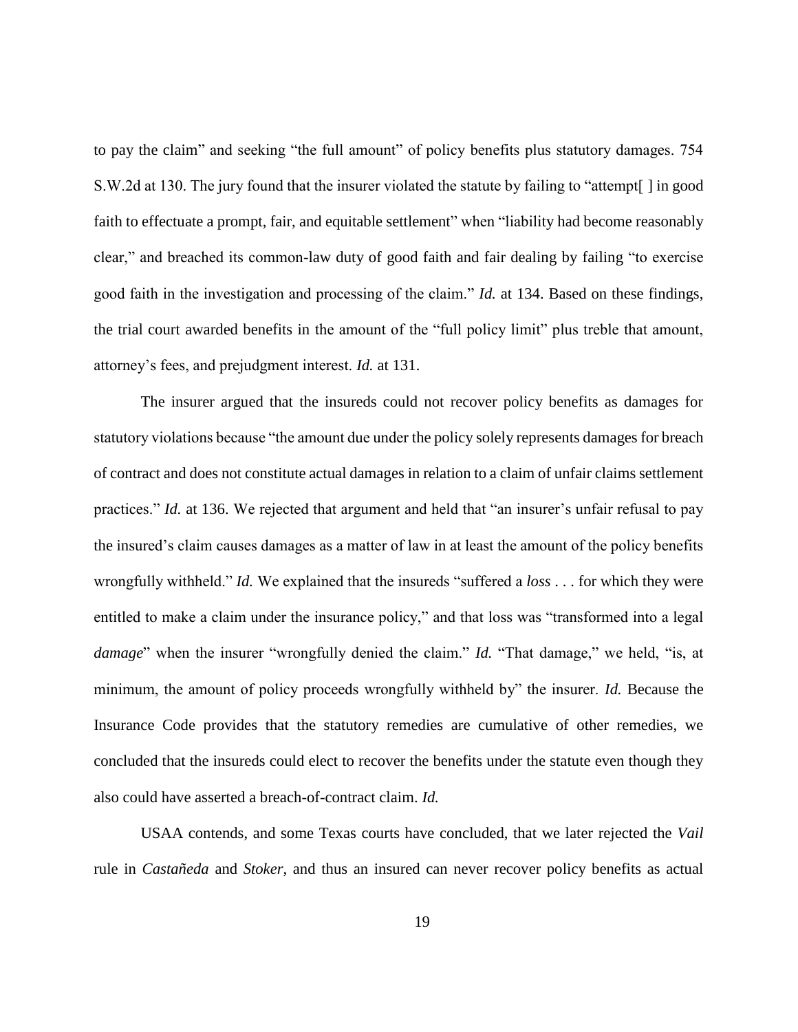to pay the claim" and seeking "the full amount" of policy benefits plus statutory damages. 754 S.W.2d at 130. The jury found that the insurer violated the statute by failing to "attempt[ ] in good faith to effectuate a prompt, fair, and equitable settlement" when "liability had become reasonably clear," and breached its common-law duty of good faith and fair dealing by failing "to exercise good faith in the investigation and processing of the claim." *Id.* at 134. Based on these findings, the trial court awarded benefits in the amount of the "full policy limit" plus treble that amount, attorney's fees, and prejudgment interest. *Id.* at 131.

The insurer argued that the insureds could not recover policy benefits as damages for statutory violations because "the amount due under the policy solely represents damages for breach of contract and does not constitute actual damages in relation to a claim of unfair claims settlement practices." *Id.* at 136. We rejected that argument and held that "an insurer's unfair refusal to pay the insured's claim causes damages as a matter of law in at least the amount of the policy benefits wrongfully withheld." *Id.* We explained that the insureds "suffered a *loss* . . . for which they were entitled to make a claim under the insurance policy," and that loss was "transformed into a legal *damage*" when the insurer "wrongfully denied the claim." *Id.* "That damage," we held, "is, at minimum, the amount of policy proceeds wrongfully withheld by" the insurer. *Id.* Because the Insurance Code provides that the statutory remedies are cumulative of other remedies, we concluded that the insureds could elect to recover the benefits under the statute even though they also could have asserted a breach-of-contract claim. *Id.*

USAA contends, and some Texas courts have concluded, that we later rejected the *Vail* rule in *Castañeda* and *Stoker*, and thus an insured can never recover policy benefits as actual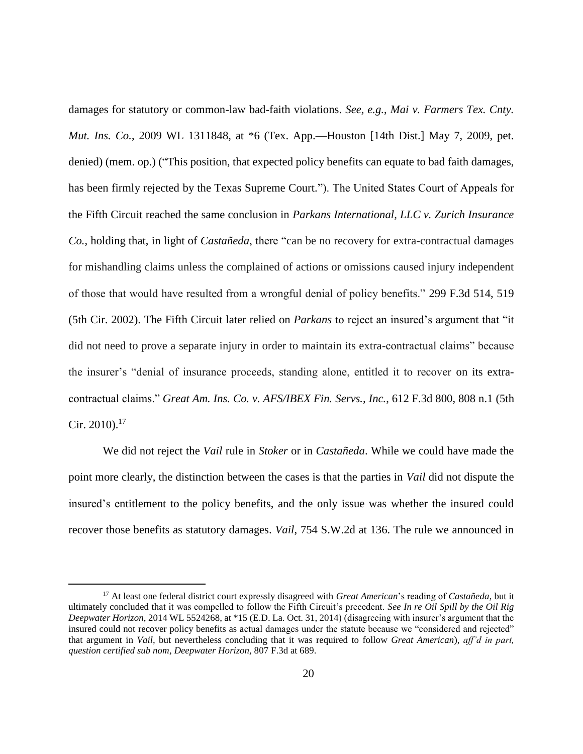damages for statutory or common-law bad-faith violations. *See, e.g.*, *Mai v. Farmers Tex. Cnty. Mut. Ins. Co.*, 2009 WL 1311848, at *6 (Tex. App.—Houston [14th Dist.] May 7, 2009, pet. denied) (mem. op.) ("This position, that expected policy benefits can equate to bad faith damages, has been firmly rejected by the Texas Supreme Court."). The United States Court of Appeals for the Fifth Circuit reached the same conclusion in *Parkans International, LLC v. Zurich Insurance Co.*, holding that, in light of *Castañeda*, there "can be no recovery for extra-contractual damages for mishandling claims unless the complained of actions or omissions caused injury independent of those that would have resulted from a wrongful denial of policy benefits." 299 F.3d 514, 519 (5th Cir. 2002). The Fifth Circuit later relied on *Parkans* to reject an insured's argument that "it did not need to prove a separate injury in order to maintain its extra-contractual claims" because the insurer's "denial of insurance proceeds, standing alone, entitled it to recover on its extra-contractual claims." *Great Am. Ins. Co. v. AFS/IBEX Fin. Servs., Inc.*, 612 F.3d 800, 808 n.1 (5th Cir. 2010).[17]

We did not reject the *Vail* rule in *Stoker* or in *Castañeda*. While we could have made the point more clearly, the distinction between the cases is that the parties in *Vail* did not dispute the insured's entitlement to the policy benefits, and the only issue was whether the insured could recover those benefits as statutory damages. *Vail*, 754 S.W.2d at 136. The rule we announced in

[17] At least one federal district court expressly disagreed with *Great American*'s reading of *Castañeda*, but it ultimately concluded that it was compelled to follow the Fifth Circuit's precedent. *See In re Oil Spill by the Oil Rig Deepwater Horizon*, 2014 WL 5524268, at *15 (E.D. La. Oct. 31, 2014) (disagreeing with insurer's argument that the insured could not recover policy benefits as actual damages under the statute because we "considered and rejected" that argument in *Vail*, but nevertheless concluding that it was required to follow *Great American*), *aff'd in part, question certified sub nom*, *Deepwater Horizon*, 807 F.3d at 689.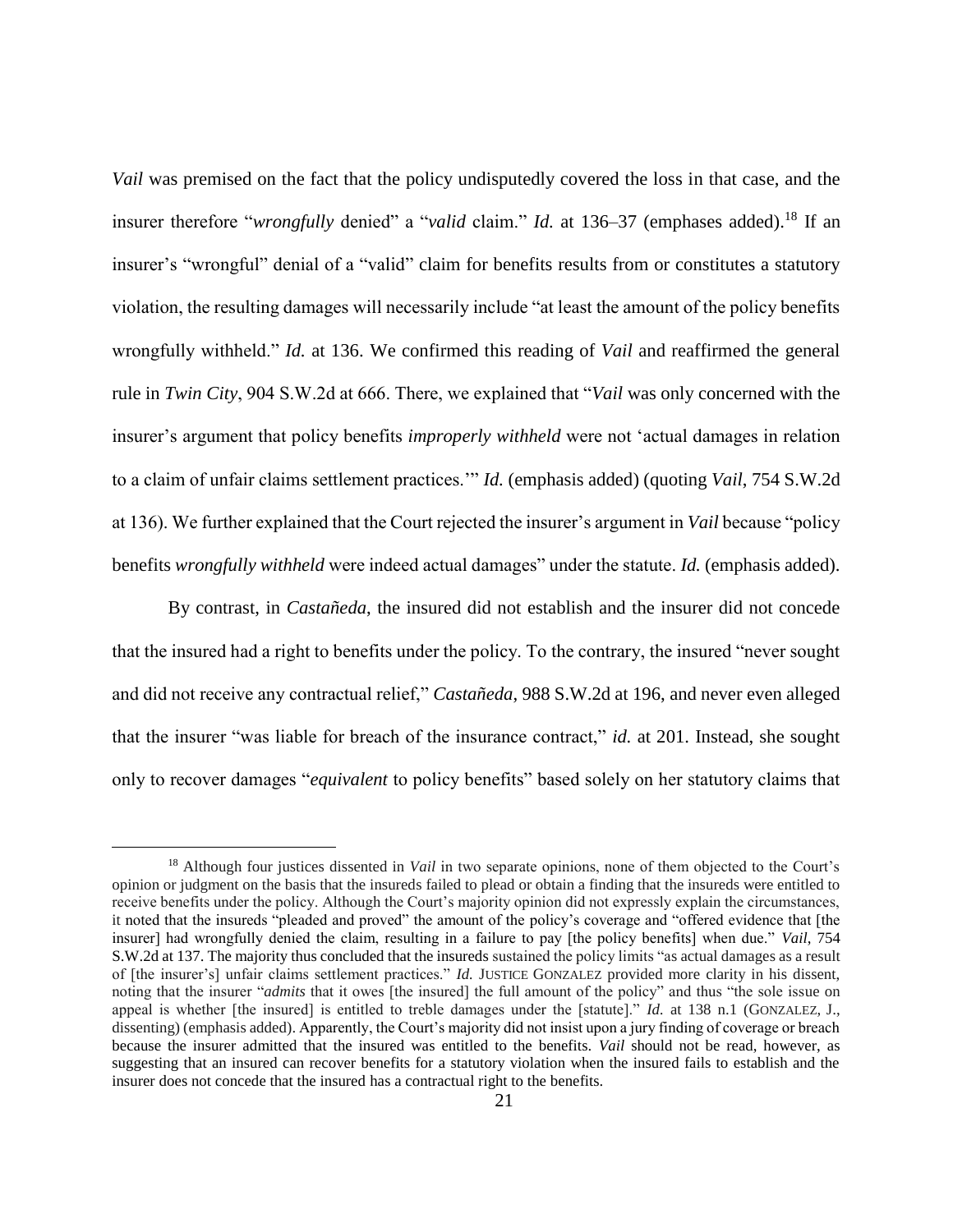*Vail* was premised on the fact that the policy undisputedly covered the loss in that case, and the insurer therefore "*wrongfully* denied" a "*valid* claim." *Id.* at 136–37 (emphases added).[18] If an insurer's "wrongful" denial of a "valid" claim for benefits results from or constitutes a statutory violation, the resulting damages will necessarily include "at least the amount of the policy benefits wrongfully withheld." *Id.* at 136. We confirmed this reading of *Vail* and reaffirmed the general rule in *Twin City*, 904 S.W.2d at 666. There, we explained that "*Vail* was only concerned with the insurer's argument that policy benefits *improperly withheld* were not 'actual damages in relation to a claim of unfair claims settlement practices.'" *Id.* (emphasis added) (quoting *Vail*, 754 S.W.2d at 136). We further explained that the Court rejected the insurer's argument in *Vail* because "policy benefits *wrongfully withheld* were indeed actual damages" under the statute. *Id.* (emphasis added).

By contrast, in *Castañeda*, the insured did not establish and the insurer did not concede that the insured had a right to benefits under the policy. To the contrary, the insured "never sought and did not receive any contractual relief," *Castañeda*, 988 S.W.2d at 196, and never even alleged that the insurer "was liable for breach of the insurance contract," *id.* at 201. Instead, she sought only to recover damages "*equivalent* to policy benefits" based solely on her statutory claims that

---

[18] Although four justices dissented in *Vail* in two separate opinions, none of them objected to the Court's opinion or judgment on the basis that the insureds failed to plead or obtain a finding that the insureds were entitled to receive benefits under the policy. Although the Court's majority opinion did not expressly explain the circumstances, it noted that the insureds "pleaded and proved" the amount of the policy's coverage and "offered evidence that [the insurer] had wrongfully denied the claim, resulting in a failure to pay [the policy benefits] when due." *Vail*, 754 S.W.2d at 137. The majority thus concluded that the insureds sustained the policy limits "as actual damages as a result of [the insurer's] unfair claims settlement practices." *Id.* JUSTICE GONZALEZ provided more clarity in his dissent, noting that the insurer "*admits* that it owes [the insured] the full amount of the policy" and thus "the sole issue on appeal is whether [the insured] is entitled to treble damages under the [statute]." *Id.* at 138 n.1 (GONZALEZ, J., dissenting) (emphasis added). Apparently, the Court's majority did not insist upon a jury finding of coverage or breach because the insurer admitted that the insured was entitled to the benefits. *Vail* should not be read, however, as suggesting that an insured can recover benefits for a statutory violation when the insured fails to establish and the insurer does not concede that the insured has a contractual right to the benefits.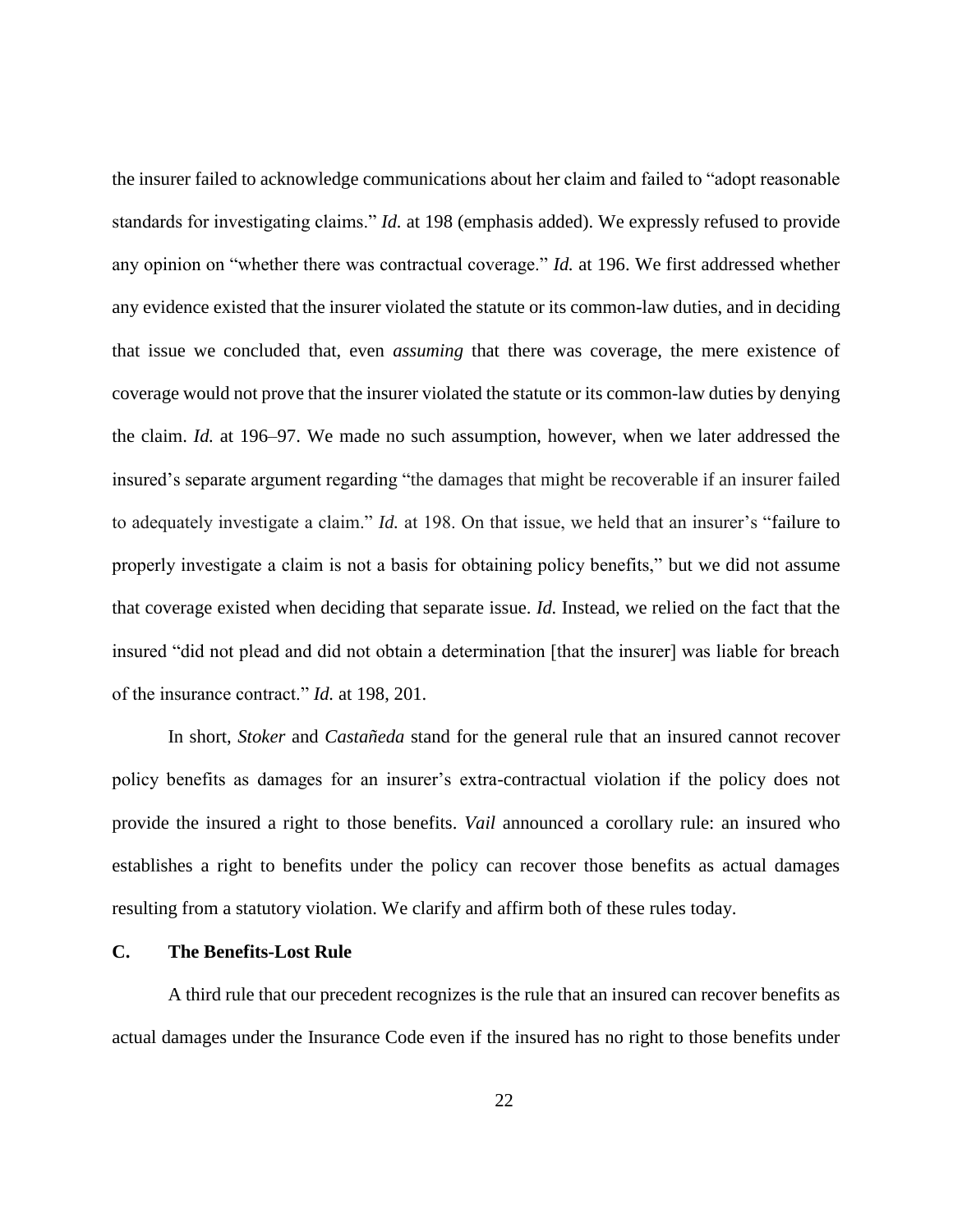the insurer failed to acknowledge communications about her claim and failed to "adopt reasonable standards for investigating claims." *Id.* at 198 (emphasis added). We expressly refused to provide any opinion on "whether there was contractual coverage." *Id.* at 196. We first addressed whether any evidence existed that the insurer violated the statute or its common-law duties, and in deciding that issue we concluded that, even *assuming* that there was coverage, the mere existence of coverage would not prove that the insurer violated the statute or its common-law duties by denying the claim. *Id.* at 196–97. We made no such assumption, however, when we later addressed the insured's separate argument regarding "the damages that might be recoverable if an insurer failed to adequately investigate a claim." *Id.* at 198. On that issue, we held that an insurer's "failure to properly investigate a claim is not a basis for obtaining policy benefits," but we did not assume that coverage existed when deciding that separate issue. *Id.* Instead, we relied on the fact that the insured "did not plead and did not obtain a determination [that the insurer] was liable for breach of the insurance contract." *Id.* at 198, 201.

In short, *Stoker* and *Castañeda* stand for the general rule that an insured cannot recover policy benefits as damages for an insurer's extra-contractual violation if the policy does not provide the insured a right to those benefits. *Vail* announced a corollary rule: an insured who establishes a right to benefits under the policy can recover those benefits as actual damages resulting from a statutory violation. We clarify and affirm both of these rules today.

### C. The Benefits-Lost Rule

A third rule that our precedent recognizes is the rule that an insured can recover benefits as actual damages under the Insurance Code even if the insured has no right to those benefits under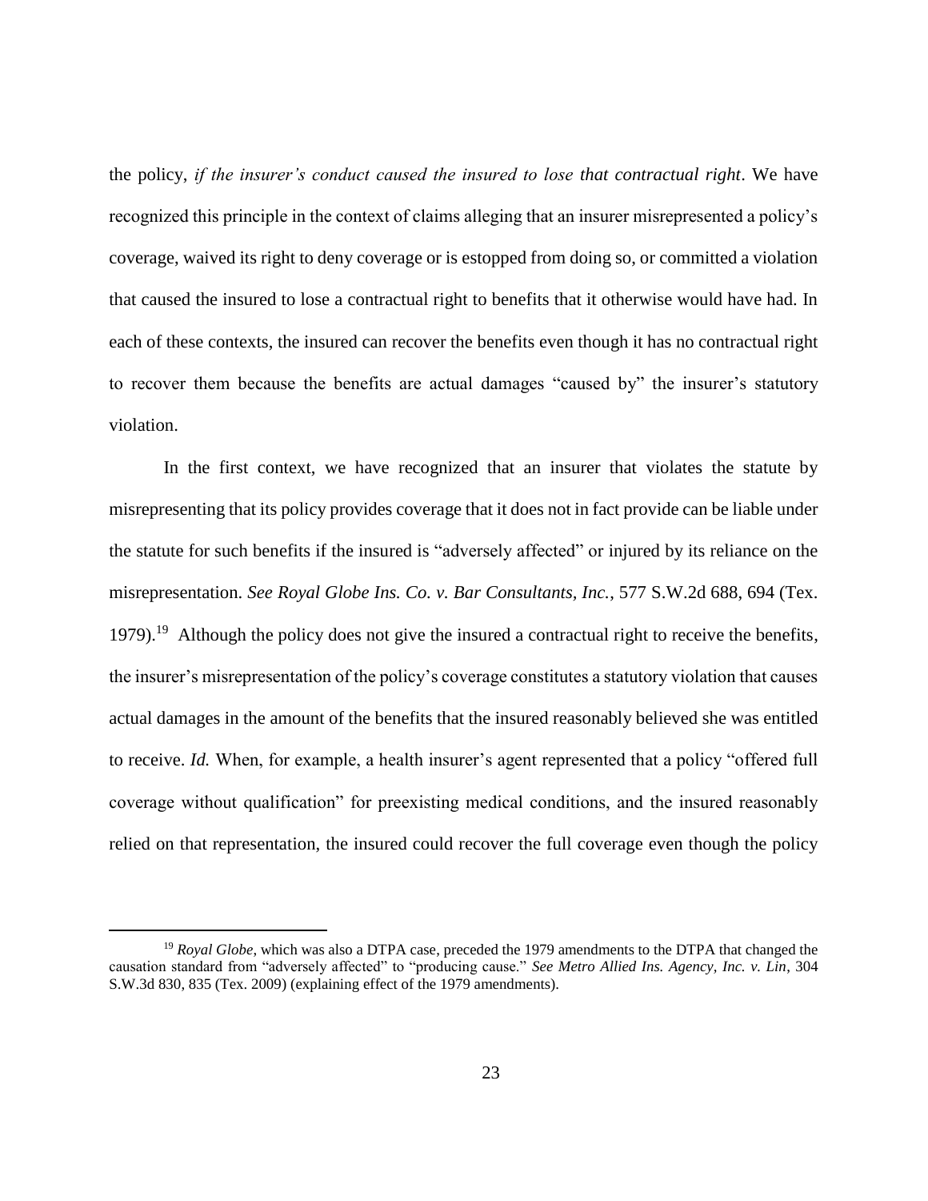the policy, *if the insurer's conduct caused the insured to lose that contractual right*. We have recognized this principle in the context of claims alleging that an insurer misrepresented a policy's coverage, waived its right to deny coverage or is estopped from doing so, or committed a violation that caused the insured to lose a contractual right to benefits that it otherwise would have had. In each of these contexts, the insured can recover the benefits even though it has no contractual right to recover them because the benefits are actual damages "caused by" the insurer's statutory violation.

In the first context, we have recognized that an insurer that violates the statute by misrepresenting that its policy provides coverage that it does not in fact provide can be liable under the statute for such benefits if the insured is "adversely affected" or injured by its reliance on the misrepresentation. *See Royal Globe Ins. Co. v. Bar Consultants, Inc.*, 577 S.W.2d 688, 694 (Tex. 1979).[19] Although the policy does not give the insured a contractual right to receive the benefits, the insurer's misrepresentation of the policy's coverage constitutes a statutory violation that causes actual damages in the amount of the benefits that the insured reasonably believed she was entitled to receive. *Id.* When, for example, a health insurer's agent represented that a policy "offered full coverage without qualification" for preexisting medical conditions, and the insured reasonably relied on that representation, the insured could recover the full coverage even though the policy

[19] *Royal Globe*, which was also a DTPA case, preceded the 1979 amendments to the DTPA that changed the causation standard from "adversely affected" to "producing cause." *See Metro Allied Ins. Agency, Inc. v. Lin*, 304 S.W.3d 830, 835 (Tex. 2009) (explaining effect of the 1979 amendments).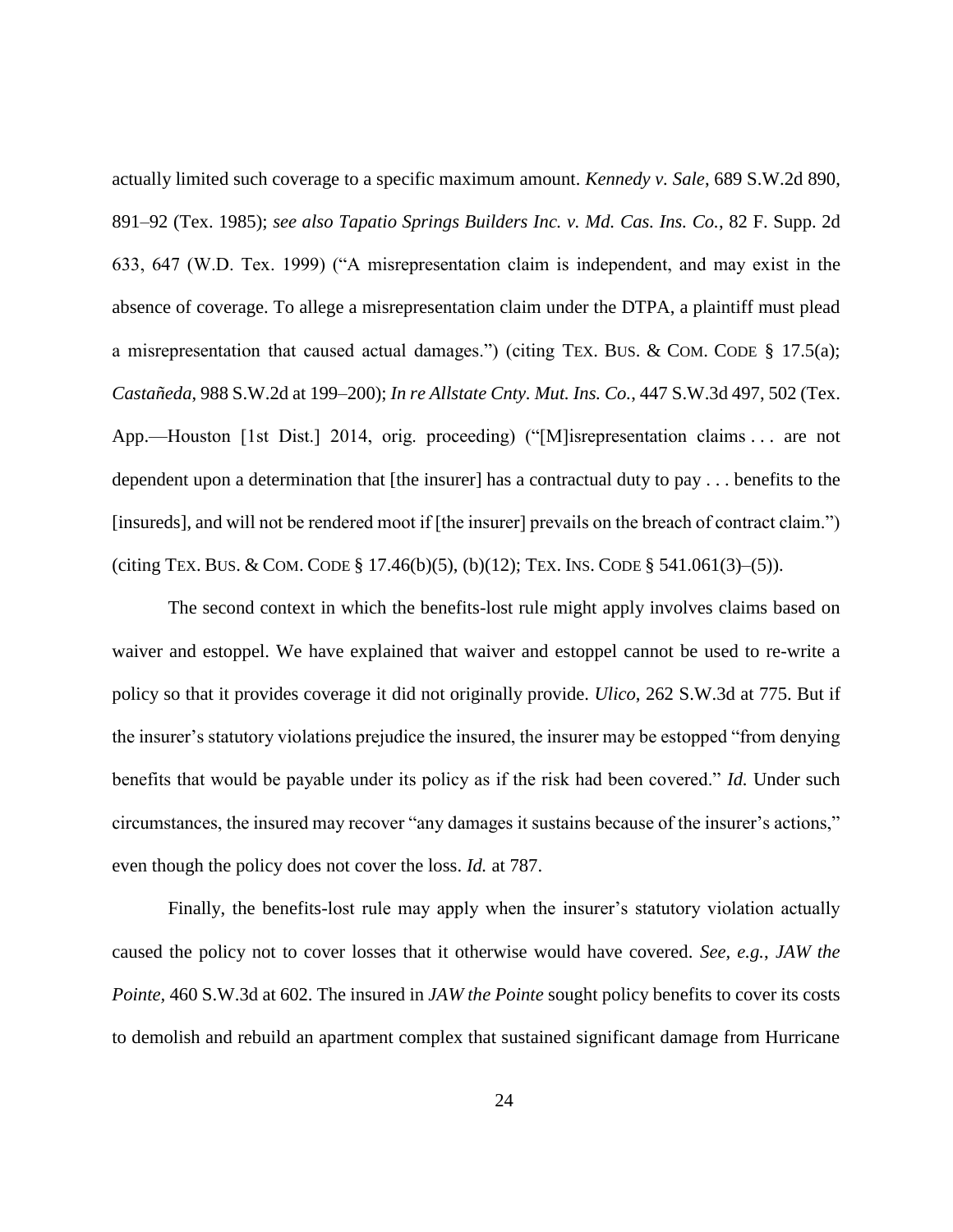actually limited such coverage to a specific maximum amount. *Kennedy v. Sale*, 689 S.W.2d 890, 891–92 (Tex. 1985); *see also Tapatio Springs Builders Inc. v. Md. Cas. Ins. Co.*, 82 F. Supp. 2d 633, 647 (W.D. Tex. 1999) ("A misrepresentation claim is independent, and may exist in the absence of coverage. To allege a misrepresentation claim under the DTPA, a plaintiff must plead a misrepresentation that caused actual damages.") (citing TEX. BUS. & COM. CODE § 17.5(a); *Castañeda*, 988 S.W.2d at 199–200); *In re Allstate Cnty. Mut. Ins. Co.*, 447 S.W.3d 497, 502 (Tex. App.—Houston [1st Dist.] 2014, orig. proceeding) ("[M]isrepresentation claims . . . are not dependent upon a determination that [the insurer] has a contractual duty to pay . . . benefits to the [insureds], and will not be rendered moot if [the insurer] prevails on the breach of contract claim.") (citing TEX. BUS. & COM. CODE § 17.46(b)(5), (b)(12); TEX. INS. CODE § 541.061(3)–(5)).

The second context in which the benefits-lost rule might apply involves claims based on waiver and estoppel. We have explained that waiver and estoppel cannot be used to re-write a policy so that it provides coverage it did not originally provide. *Ulico*, 262 S.W.3d at 775. But if the insurer's statutory violations prejudice the insured, the insurer may be estopped "from denying benefits that would be payable under its policy as if the risk had been covered." *Id.* Under such circumstances, the insured may recover "any damages it sustains because of the insurer's actions," even though the policy does not cover the loss. *Id.* at 787.

Finally, the benefits-lost rule may apply when the insurer's statutory violation actually caused the policy not to cover losses that it otherwise would have covered. *See, e.g.*, *JAW the Pointe*, 460 S.W.3d at 602. The insured in *JAW the Pointe* sought policy benefits to cover its costs to demolish and rebuild an apartment complex that sustained significant damage from Hurricane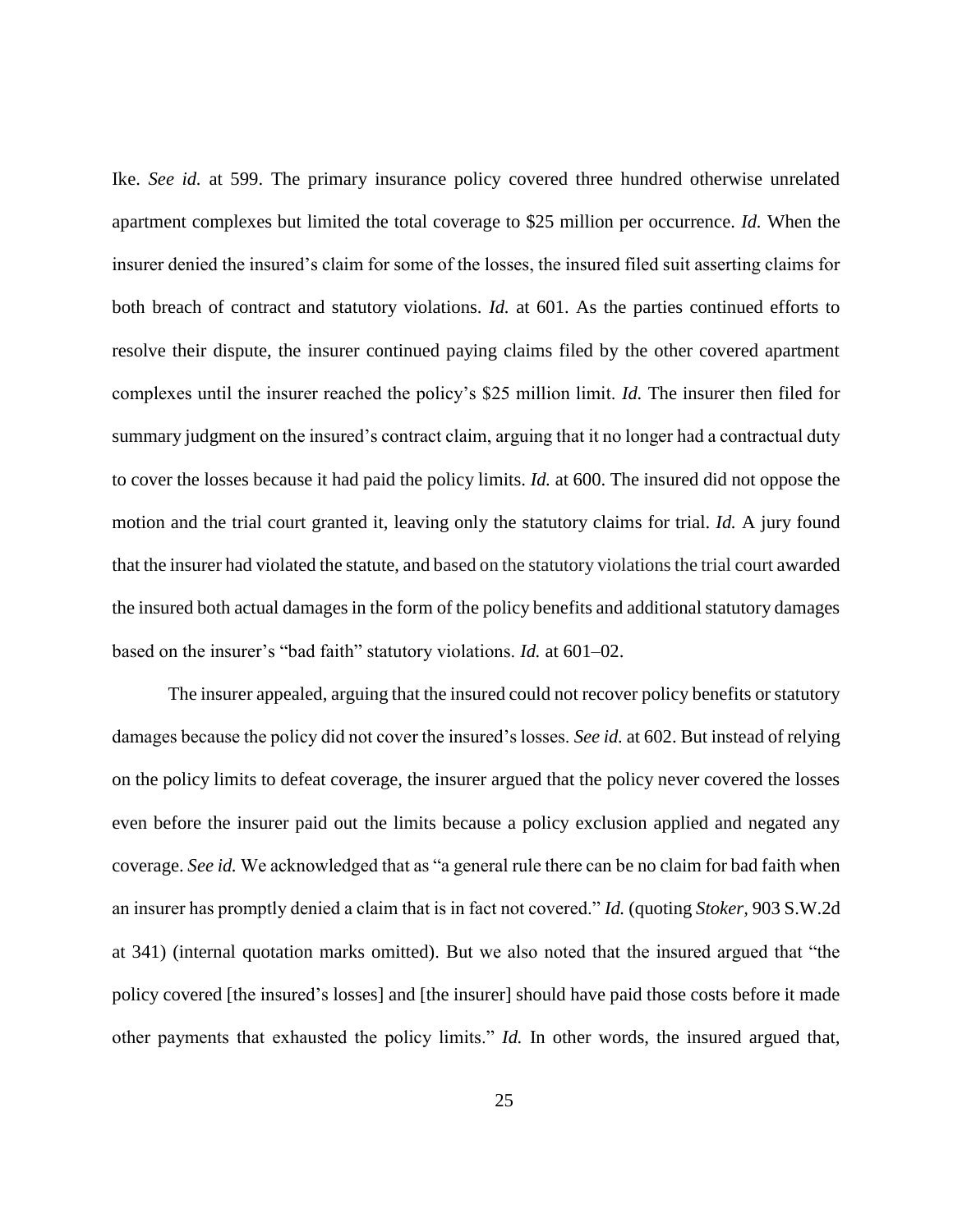Ike. *See id.* at 599. The primary insurance policy covered three hundred otherwise unrelated apartment complexes but limited the total coverage to $25 million per occurrence. *Id.* When the insurer denied the insured's claim for some of the losses, the insured filed suit asserting claims for both breach of contract and statutory violations. *Id.* at 601. As the parties continued efforts to resolve their dispute, the insurer continued paying claims filed by the other covered apartment complexes until the insurer reached the policy's $25 million limit. *Id.* The insurer then filed for summary judgment on the insured's contract claim, arguing that it no longer had a contractual duty to cover the losses because it had paid the policy limits. *Id.* at 600. The insured did not oppose the motion and the trial court granted it, leaving only the statutory claims for trial. *Id.* A jury found that the insurer had violated the statute, and based on the statutory violations the trial court awarded the insured both actual damages in the form of the policy benefits and additional statutory damages based on the insurer's "bad faith" statutory violations. *Id.* at 601–02.

The insurer appealed, arguing that the insured could not recover policy benefits or statutory damages because the policy did not cover the insured's losses. *See id.* at 602. But instead of relying on the policy limits to defeat coverage, the insurer argued that the policy never covered the losses even before the insurer paid out the limits because a policy exclusion applied and negated any coverage. *See id.* We acknowledged that as "a general rule there can be no claim for bad faith when an insurer has promptly denied a claim that is in fact not covered." *Id.* (quoting *Stoker*, 903 S.W.2d at 341) (internal quotation marks omitted). But we also noted that the insured argued that "the policy covered [the insured's losses] and [the insurer] should have paid those costs before it made other payments that exhausted the policy limits." *Id.* In other words, the insured argued that,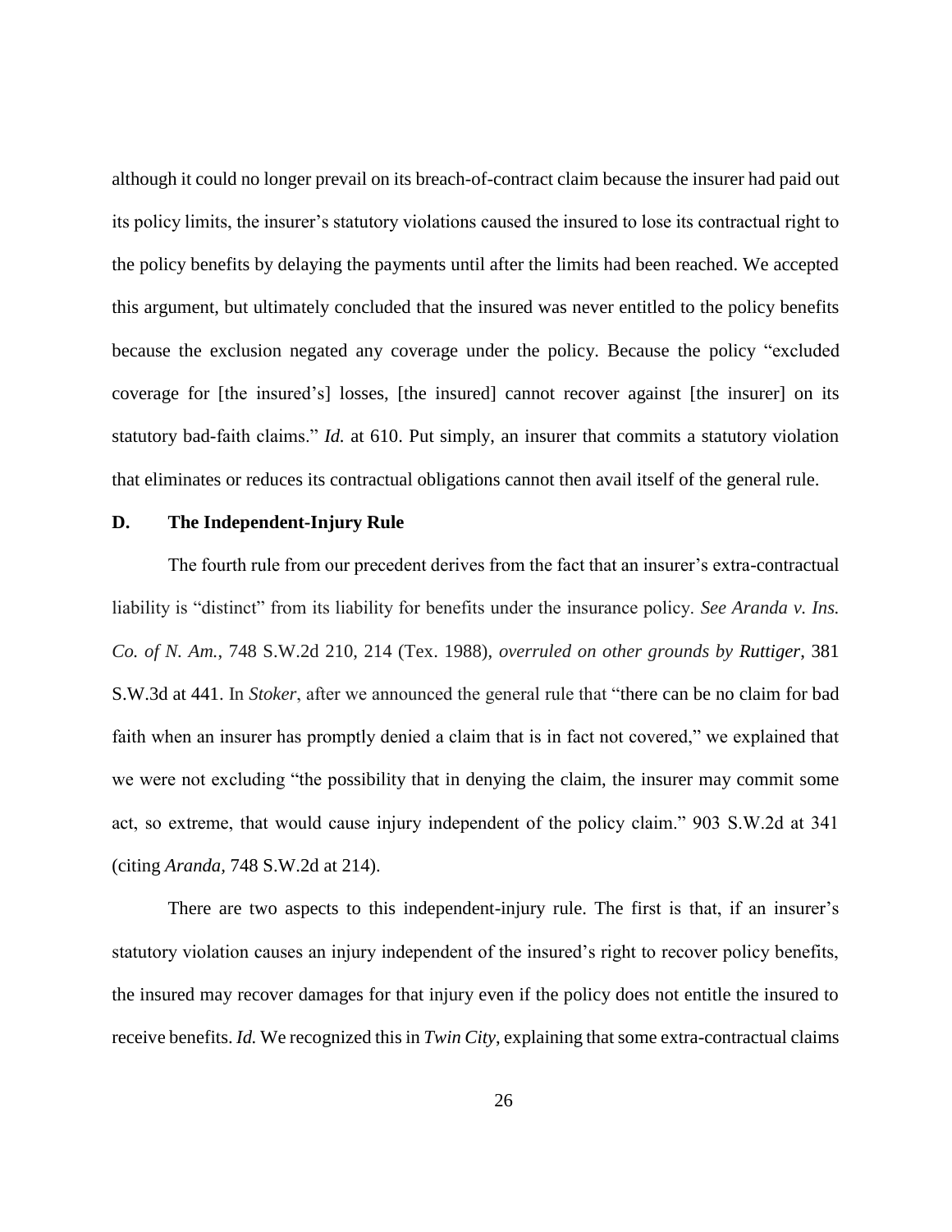although it could no longer prevail on its breach-of-contract claim because the insurer had paid out its policy limits, the insurer's statutory violations caused the insured to lose its contractual right to the policy benefits by delaying the payments until after the limits had been reached. We accepted this argument, but ultimately concluded that the insured was never entitled to the policy benefits because the exclusion negated any coverage under the policy. Because the policy "excluded coverage for [the insured's] losses, [the insured] cannot recover against [the insurer] on its statutory bad-faith claims." *Id.* at 610. Put simply, an insurer that commits a statutory violation that eliminates or reduces its contractual obligations cannot then avail itself of the general rule.

### D. The Independent-Injury Rule

The fourth rule from our precedent derives from the fact that an insurer's extra-contractual liability is "distinct" from its liability for benefits under the insurance policy. *See Aranda v. Ins. Co. of N. Am.*, 748 S.W.2d 210, 214 (Tex. 1988), *overruled on other grounds by **Ruttiger***, 381 S.W.3d at 441. In *Stoker*, after we announced the general rule that "there can be no claim for bad faith when an insurer has promptly denied a claim that is in fact not covered," we explained that we were not excluding "the possibility that in denying the claim, the insurer may commit some act, so extreme, that would cause injury independent of the policy claim." 903 S.W.2d at 341 (citing *Aranda*, 748 S.W.2d at 214).

There are two aspects to this independent-injury rule. The first is that, if an insurer's statutory violation causes an injury independent of the insured's right to recover policy benefits, the insured may recover damages for that injury even if the policy does not entitle the insured to receive benefits. *Id.* We recognized this in *Twin City*, explaining that some extra-contractual claims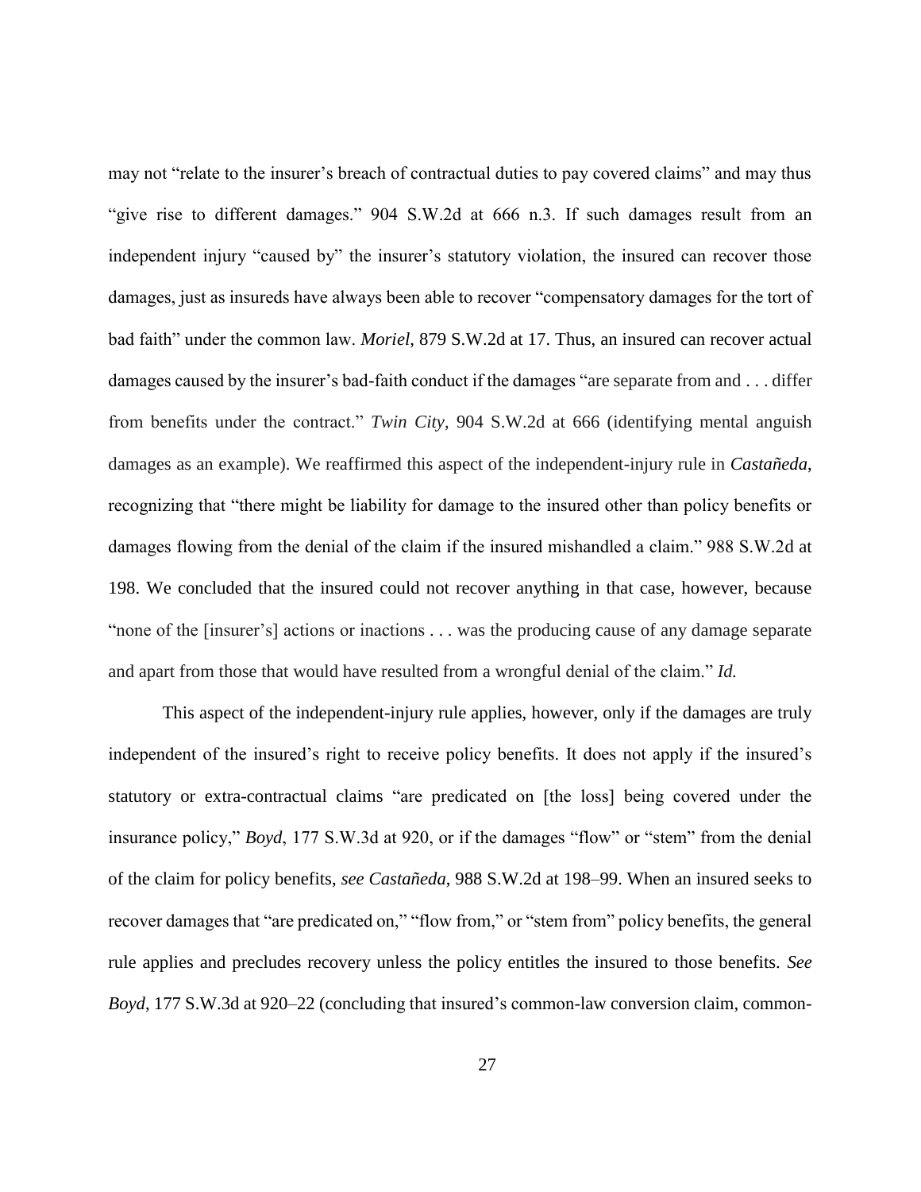may not "relate to the insurer's breach of contractual duties to pay covered claims" and may thus "give rise to different damages." 904 S.W.2d at 666 n.3. If such damages result from an independent injury "caused by" the insurer's statutory violation, the insured can recover those damages, just as insureds have always been able to recover "compensatory damages for the tort of bad faith" under the common law. *Moriel*, 879 S.W.2d at 17. Thus, an insured can recover actual damages caused by the insurer's bad-faith conduct if the damages "are separate from and . . . differ from benefits under the contract." *Twin City*, 904 S.W.2d at 666 (identifying mental anguish damages as an example). We reaffirmed this aspect of the independent-injury rule in *Castañeda*, recognizing that "there might be liability for damage to the insured other than policy benefits or damages flowing from the denial of the claim if the insured mishandled a claim." 988 S.W.2d at 198. We concluded that the insured could not recover anything in that case, however, because "none of the [insurer's] actions or inactions . . . was the producing cause of any damage separate and apart from those that would have resulted from a wrongful denial of the claim." *Id.*

This aspect of the independent-injury rule applies, however, only if the damages are truly independent of the insured's right to receive policy benefits. It does not apply if the insured's statutory or extra-contractual claims "are predicated on [the loss] being covered under the insurance policy," *Boyd*, 177 S.W.3d at 920, or if the damages "flow" or "stem" from the denial of the claim for policy benefits, *see Castañeda*, 988 S.W.2d at 198–99. When an insured seeks to recover damages that "are predicated on," "flow from," or "stem from" policy benefits, the general rule applies and precludes recovery unless the policy entitles the insured to those benefits. *See Boyd*, 177 S.W.3d at 920–22 (concluding that insured's common-law conversion claim, common-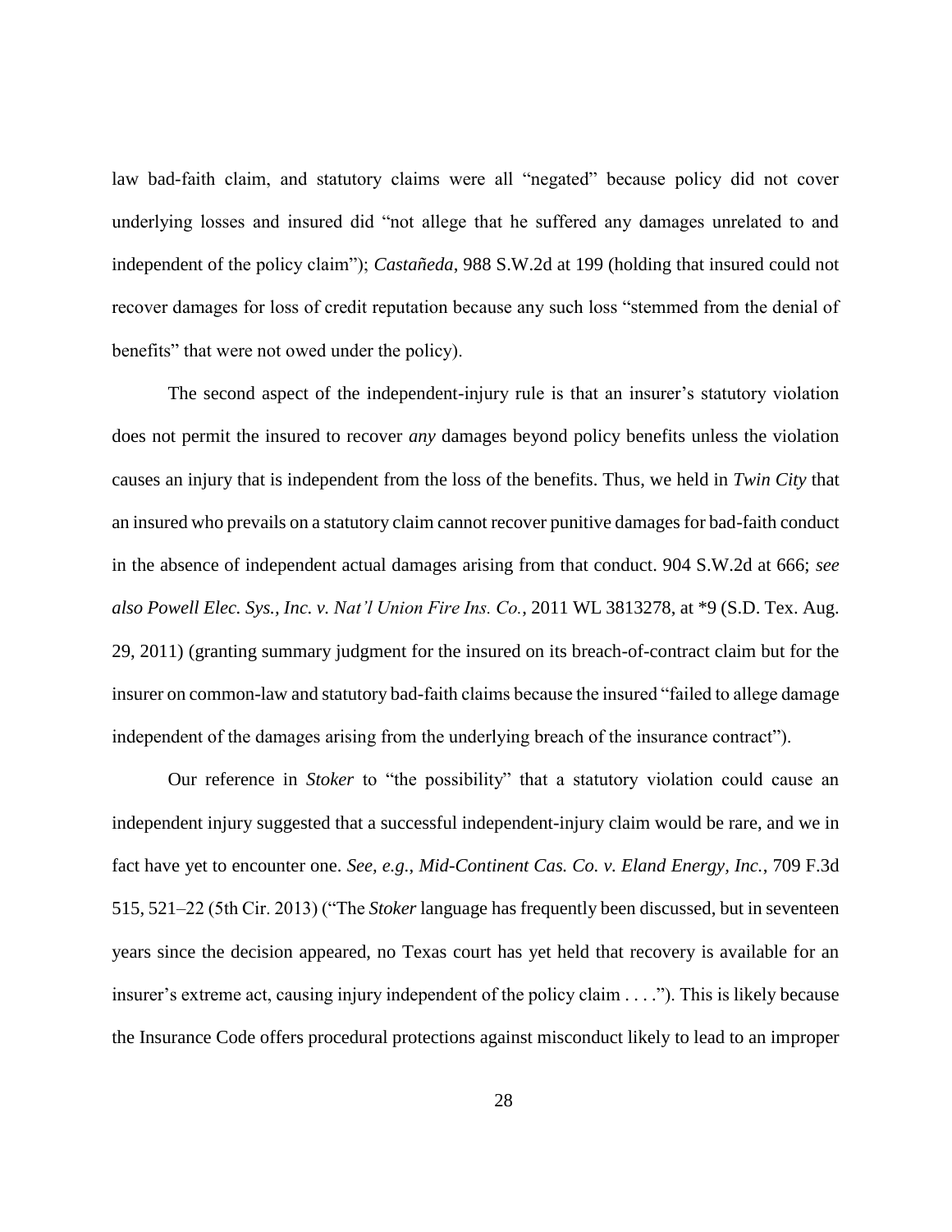law bad-faith claim, and statutory claims were all "negated" because policy did not cover underlying losses and insured did "not allege that he suffered any damages unrelated to and independent of the policy claim"); *Castañeda*, 988 S.W.2d at 199 (holding that insured could not recover damages for loss of credit reputation because any such loss "stemmed from the denial of benefits" that were not owed under the policy).

The second aspect of the independent-injury rule is that an insurer's statutory violation does not permit the insured to recover *any* damages beyond policy benefits unless the violation causes an injury that is independent from the loss of the benefits. Thus, we held in *Twin City* that an insured who prevails on a statutory claim cannot recover punitive damages for bad-faith conduct in the absence of independent actual damages arising from that conduct. 904 S.W.2d at 666; *see also Powell Elec. Sys., Inc. v. Nat'l Union Fire Ins. Co.*, 2011 WL 3813278, at *9 (S.D. Tex. Aug. 29, 2011) (granting summary judgment for the insured on its breach-of-contract claim but for the insurer on common-law and statutory bad-faith claims because the insured "failed to allege damage independent of the damages arising from the underlying breach of the insurance contract").

Our reference in *Stoker* to "the possibility" that a statutory violation could cause an independent injury suggested that a successful independent-injury claim would be rare, and we in fact have yet to encounter one. *See, e.g.*, *Mid-Continent Cas. Co. v. Eland Energy, Inc.*, 709 F.3d 515, 521–22 (5th Cir. 2013) ("The *Stoker* language has frequently been discussed, but in seventeen years since the decision appeared, no Texas court has yet held that recovery is available for an insurer's extreme act, causing injury independent of the policy claim . . . ."). This is likely because the Insurance Code offers procedural protections against misconduct likely to lead to an improper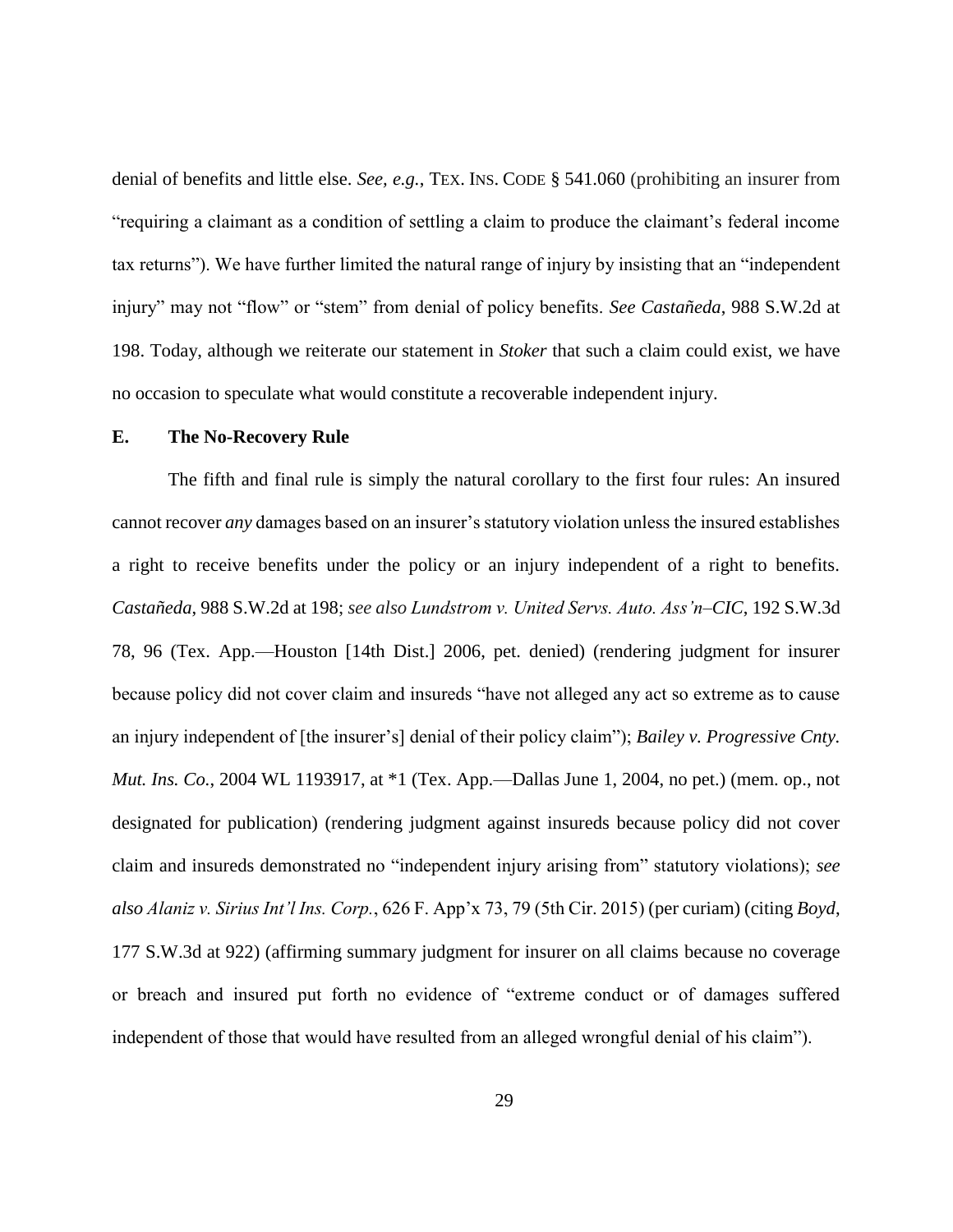denial of benefits and little else. *See, e.g.*, TEX. INS. CODE § 541.060 (prohibiting an insurer from "requiring a claimant as a condition of settling a claim to produce the claimant's federal income tax returns"). We have further limited the natural range of injury by insisting that an "independent injury" may not "flow" or "stem" from denial of policy benefits. *See Castañeda*, 988 S.W.2d at 198. Today, although we reiterate our statement in *Stoker* that such a claim could exist, we have no occasion to speculate what would constitute a recoverable independent injury.

### E. The No-Recovery Rule

The fifth and final rule is simply the natural corollary to the first four rules: An insured cannot recover *any* damages based on an insurer's statutory violation unless the insured establishes a right to receive benefits under the policy or an injury independent of a right to benefits. *Castañeda*, 988 S.W.2d at 198; *see also Lundstrom v. United Servs. Auto. Ass'n–CIC*, 192 S.W.3d 78, 96 (Tex. App.—Houston [14th Dist.] 2006, pet. denied) (rendering judgment for insurer because policy did not cover claim and insureds "have not alleged any act so extreme as to cause an injury independent of [the insurer's] denial of their policy claim"); *Bailey v. Progressive Cnty. Mut. Ins. Co.*, 2004 WL 1193917, at *1 (Tex. App.—Dallas June 1, 2004, no pet.) (mem. op., not designated for publication) (rendering judgment against insureds because policy did not cover claim and insureds demonstrated no "independent injury arising from" statutory violations); *see also Alaniz v. Sirius Int'l Ins. Corp.*, 626 F. App'x 73, 79 (5th Cir. 2015) (per curiam) (citing *Boyd*, 177 S.W.3d at 922) (affirming summary judgment for insurer on all claims because no coverage or breach and insured put forth no evidence of "extreme conduct or of damages suffered independent of those that would have resulted from an alleged wrongful denial of his claim").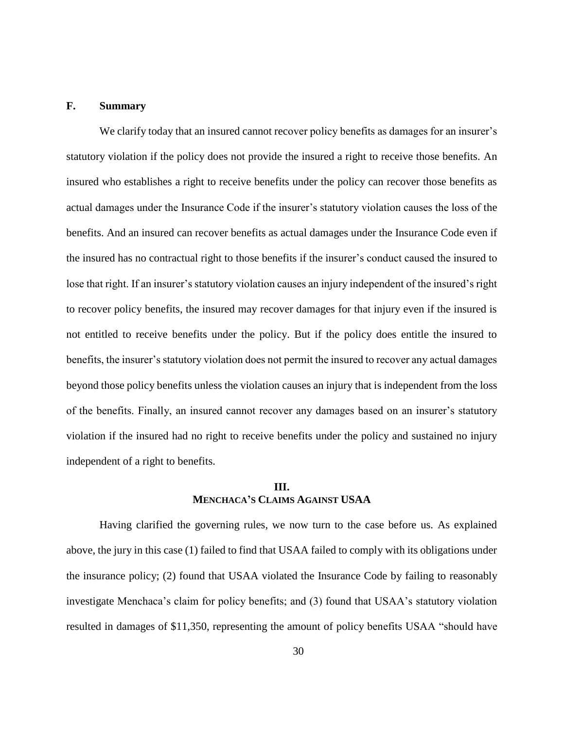### F. Summary

We clarify today that an insured cannot recover policy benefits as damages for an insurer's statutory violation if the policy does not provide the insured a right to receive those benefits. An insured who establishes a right to receive benefits under the policy can recover those benefits as actual damages under the Insurance Code if the insurer's statutory violation causes the loss of the benefits. And an insured can recover benefits as actual damages under the Insurance Code even if the insured has no contractual right to those benefits if the insurer's conduct caused the insured to lose that right. If an insurer's statutory violation causes an injury independent of the insured's right to recover policy benefits, the insured may recover damages for that injury even if the insured is not entitled to receive benefits under the policy. But if the policy does entitle the insured to benefits, the insurer's statutory violation does not permit the insured to recover any actual damages beyond those policy benefits unless the violation causes an injury that is independent from the loss of the benefits. Finally, an insured cannot recover any damages based on an insurer's statutory violation if the insured had no right to receive benefits under the policy and sustained no injury independent of a right to benefits.

## III.
## MENCHACA'S CLAIMS AGAINST USAA

Having clarified the governing rules, we now turn to the case before us. As explained above, the jury in this case (1) failed to find that USAA failed to comply with its obligations under the insurance policy; (2) found that USAA violated the Insurance Code by failing to reasonably investigate Menchaca's claim for policy benefits; and (3) found that USAA's statutory violation resulted in damages of $11,350, representing the amount of policy benefits USAA "should have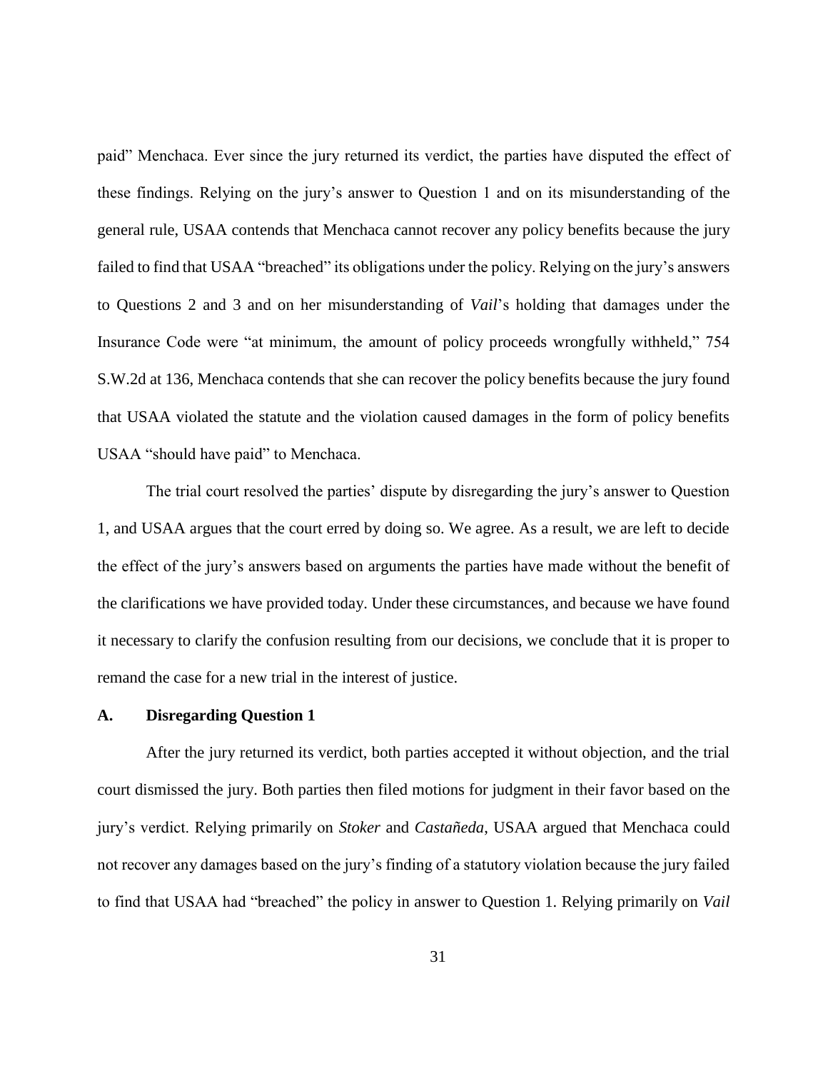paid” Menchaca. Ever since the jury returned its verdict, the parties have disputed the effect of these findings. Relying on the jury’s answer to Question 1 and on its misunderstanding of the general rule, USAA contends that Menchaca cannot recover any policy benefits because the jury failed to find that USAA “breached” its obligations under the policy. Relying on the jury’s answers to Questions 2 and 3 and on her misunderstanding of *Vail*’s holding that damages under the Insurance Code were “at minimum, the amount of policy proceeds wrongfully withheld,” 754 S.W.2d at 136, Menchaca contends that she can recover the policy benefits because the jury found that USAA violated the statute and the violation caused damages in the form of policy benefits USAA “should have paid” to Menchaca.

The trial court resolved the parties’ dispute by disregarding the jury’s answer to Question 1, and USAA argues that the court erred by doing so. We agree. As a result, we are left to decide the effect of the jury’s answers based on arguments the parties have made without the benefit of the clarifications we have provided today. Under these circumstances, and because we have found it necessary to clarify the confusion resulting from our decisions, we conclude that it is proper to remand the case for a new trial in the interest of justice.

### A. Disregarding Question 1

After the jury returned its verdict, both parties accepted it without objection, and the trial court dismissed the jury. Both parties then filed motions for judgment in their favor based on the jury’s verdict. Relying primarily on *Stoker* and *Castañeda*, USAA argued that Menchaca could not recover any damages based on the jury’s finding of a statutory violation because the jury failed to find that USAA had “breached” the policy in answer to Question 1. Relying primarily on *Vail*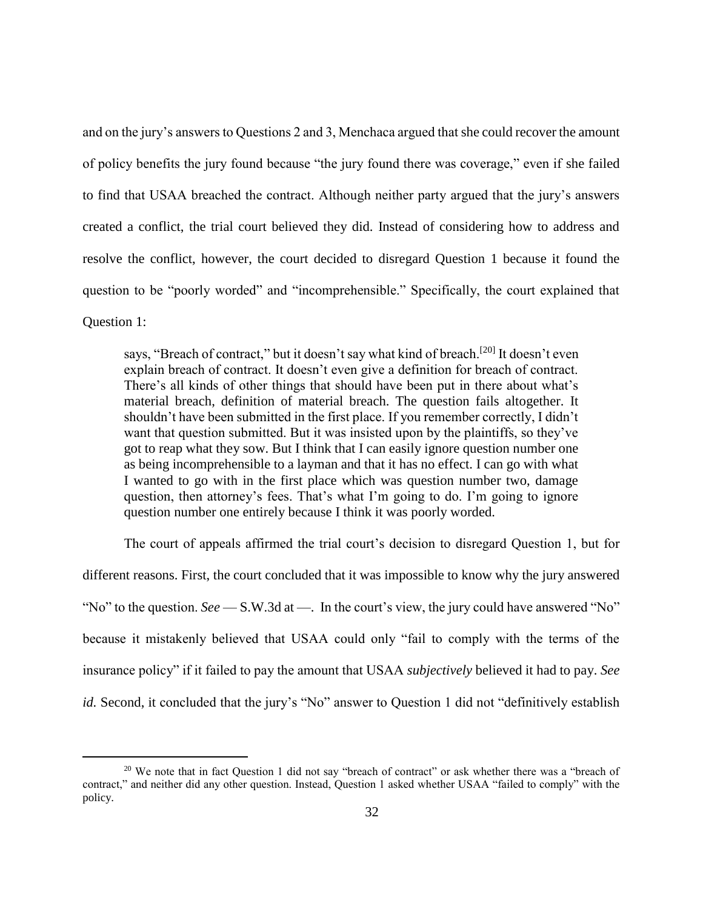and on the jury's answers to Questions 2 and 3, Menchaca argued that she could recover the amount of policy benefits the jury found because "the jury found there was coverage," even if she failed to find that USAA breached the contract. Although neither party argued that the jury's answers created a conflict, the trial court believed they did. Instead of considering how to address and resolve the conflict, however, the court decided to disregard Question 1 because it found the question to be "poorly worded" and "incomprehensible." Specifically, the court explained that Question 1:

> says, "Breach of contract," but it doesn't say what kind of breach.[20] It doesn't even explain breach of contract. It doesn't even give a definition for breach of contract. There's all kinds of other things that should have been put in there about what's material breach, definition of material breach. The question fails altogether. It shouldn't have been submitted in the first place. If you remember correctly, I didn't want that question submitted. But it was insisted upon by the plaintiffs, so they've got to reap what they sow. But I think that I can easily ignore question number one as being incomprehensible to a layman and that it has no effect. I can go with what I wanted to go with in the first place which was question number two, damage question, then attorney's fees. That's what I'm going to do. I'm going to ignore question number one entirely because I think it was poorly worded.

The court of appeals affirmed the trial court's decision to disregard Question 1, but for different reasons. First, the court concluded that it was impossible to know why the jury answered "No" to the question. *See* — S.W.3d at —. In the court's view, the jury could have answered "No" because it mistakenly believed that USAA could only "fail to comply with the terms of the insurance policy" if it failed to pay the amount that USAA *subjectively* believed it had to pay. *See id.* Second, it concluded that the jury's "No" answer to Question 1 did not "definitively establish

[20] We note that in fact Question 1 did not say "breach of contract" or ask whether there was a "breach of contract," and neither did any other question. Instead, Question 1 asked whether USAA "failed to comply" with the policy.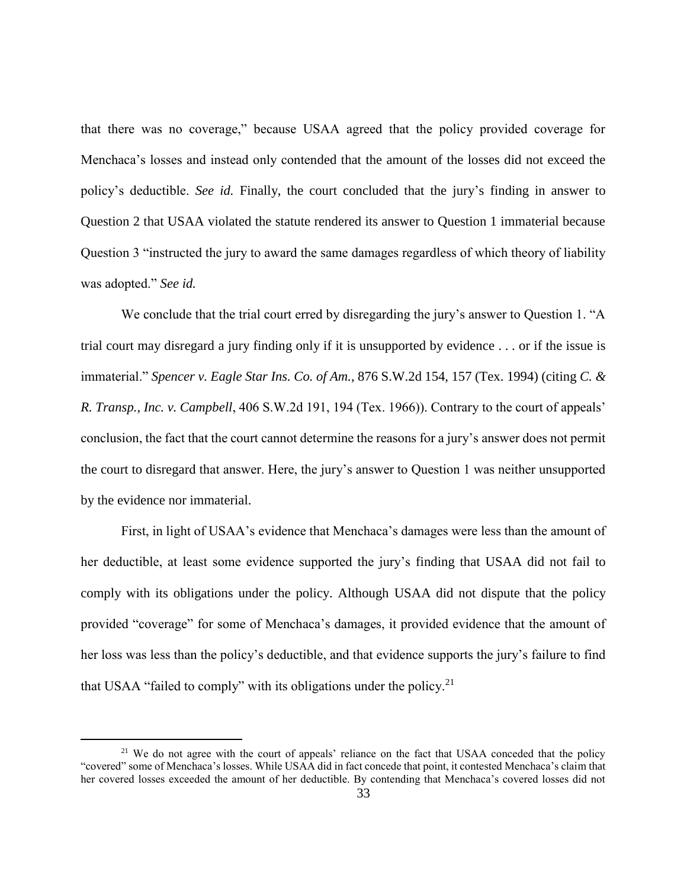that there was no coverage," because USAA agreed that the policy provided coverage for Menchaca's losses and instead only contended that the amount of the losses did not exceed the policy's deductible. *See id.* Finally, the court concluded that the jury's finding in answer to Question 2 that USAA violated the statute rendered its answer to Question 1 immaterial because Question 3 "instructed the jury to award the same damages regardless of which theory of liability was adopted." *See id.*

We conclude that the trial court erred by disregarding the jury's answer to Question 1. "A trial court may disregard a jury finding only if it is unsupported by evidence . . . or if the issue is immaterial." *Spencer v. Eagle Star Ins. Co. of Am.*, 876 S.W.2d 154, 157 (Tex. 1994) (citing *C. & R. Transp., Inc. v. Campbell*, 406 S.W.2d 191, 194 (Tex. 1966)). Contrary to the court of appeals' conclusion, the fact that the court cannot determine the reasons for a jury's answer does not permit the court to disregard that answer. Here, the jury's answer to Question 1 was neither unsupported by the evidence nor immaterial.

First, in light of USAA's evidence that Menchaca's damages were less than the amount of her deductible, at least some evidence supported the jury's finding that USAA did not fail to comply with its obligations under the policy. Although USAA did not dispute that the policy provided "coverage" for some of Menchaca's damages, it provided evidence that the amount of her loss was less than the policy's deductible, and that evidence supports the jury's failure to find that USAA "failed to comply" with its obligations under the policy.[21]

[21] We do not agree with the court of appeals' reliance on the fact that USAA conceded that the policy "covered" some of Menchaca's losses. While USAA did in fact concede that point, it contested Menchaca's claim that her covered losses exceeded the amount of her deductible. By contending that Menchaca's covered losses did not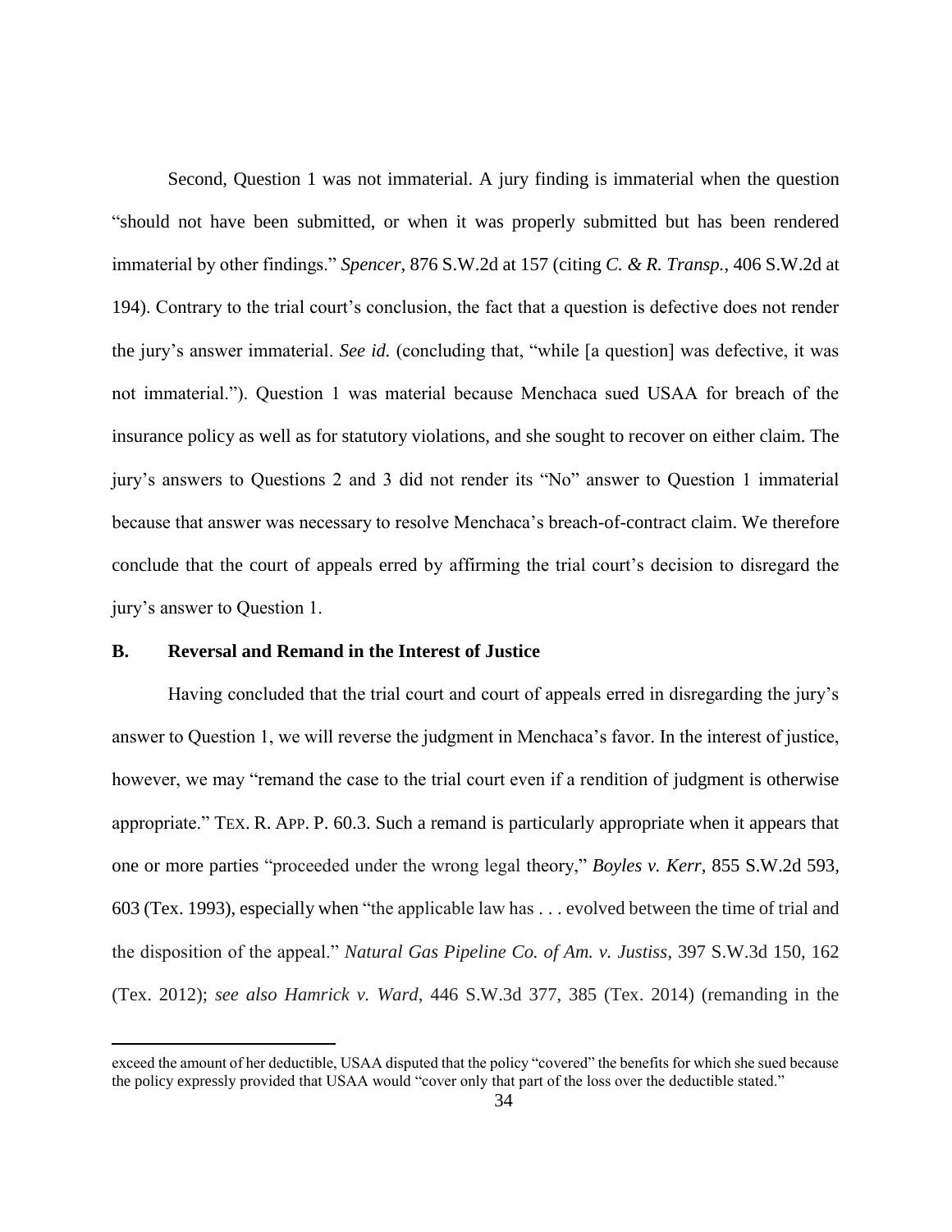Second, Question 1 was not immaterial. A jury finding is immaterial when the question "should not have been submitted, or when it was properly submitted but has been rendered immaterial by other findings." *Spencer*, 876 S.W.2d at 157 (citing *C. & R. Transp.*, 406 S.W.2d at 194). Contrary to the trial court's conclusion, the fact that a question is defective does not render the jury's answer immaterial. *See id.* (concluding that, "while [a question] was defective, it was not immaterial."). Question 1 was material because Menchaca sued USAA for breach of the insurance policy as well as for statutory violations, and she sought to recover on either claim. The jury's answers to Questions 2 and 3 did not render its "No" answer to Question 1 immaterial because that answer was necessary to resolve Menchaca's breach-of-contract claim. We therefore conclude that the court of appeals erred by affirming the trial court's decision to disregard the jury's answer to Question 1.

### B. Reversal and Remand in the Interest of Justice

Having concluded that the trial court and court of appeals erred in disregarding the jury's answer to Question 1, we will reverse the judgment in Menchaca's favor. In the interest of justice, however, we may "remand the case to the trial court even if a rendition of judgment is otherwise appropriate." TEX. R. APP. P. 60.3. Such a remand is particularly appropriate when it appears that one or more parties "proceeded under the wrong legal theory," *Boyles v. Kerr*, 855 S.W.2d 593, 603 (Tex. 1993), especially when "the applicable law has . . . evolved between the time of trial and the disposition of the appeal." *Natural Gas Pipeline Co. of Am. v. Justiss*, 397 S.W.3d 150, 162 (Tex. 2012); *see also Hamrick v. Ward*, 446 S.W.3d 377, 385 (Tex. 2014) (remanding in the

---

exceed the amount of her deductible, USAA disputed that the policy "covered" the benefits for which she sued because the policy expressly provided that USAA would "cover only that part of the loss over the deductible stated."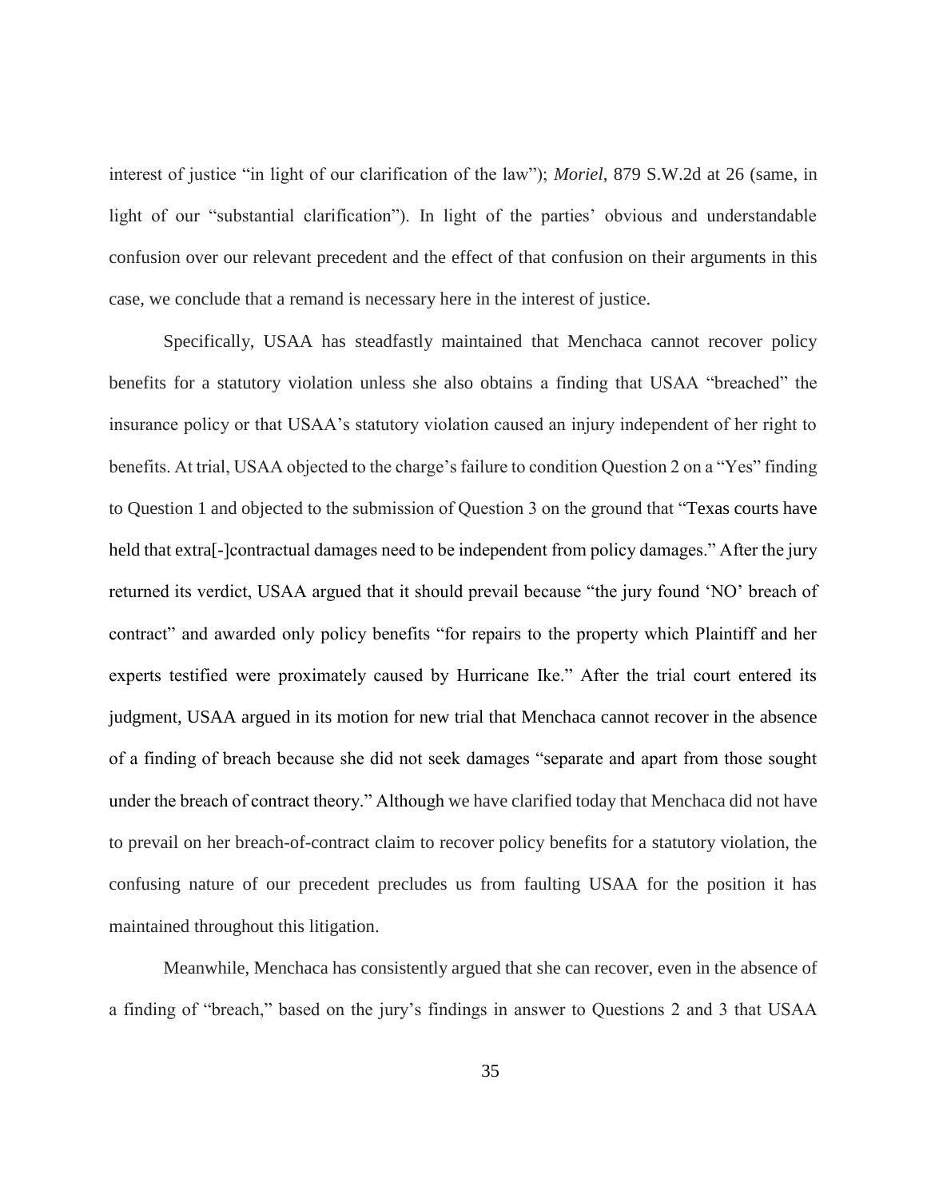interest of justice "in light of our clarification of the law"); *Moriel*, 879 S.W.2d at 26 (same, in light of our "substantial clarification"). In light of the parties' obvious and understandable confusion over our relevant precedent and the effect of that confusion on their arguments in this case, we conclude that a remand is necessary here in the interest of justice.

Specifically, USAA has steadfastly maintained that Menchaca cannot recover policy benefits for a statutory violation unless she also obtains a finding that USAA "breached" the insurance policy or that USAA's statutory violation caused an injury independent of her right to benefits. At trial, USAA objected to the charge's failure to condition Question 2 on a "Yes" finding to Question 1 and objected to the submission of Question 3 on the ground that "Texas courts have held that extra[-]contractual damages need to be independent from policy damages." After the jury returned its verdict, USAA argued that it should prevail because "the jury found 'NO' breach of contract" and awarded only policy benefits "for repairs to the property which Plaintiff and her experts testified were proximately caused by Hurricane Ike." After the trial court entered its judgment, USAA argued in its motion for new trial that Menchaca cannot recover in the absence of a finding of breach because she did not seek damages "separate and apart from those sought under the breach of contract theory." Although we have clarified today that Menchaca did not have to prevail on her breach-of-contract claim to recover policy benefits for a statutory violation, the confusing nature of our precedent precludes us from faulting USAA for the position it has maintained throughout this litigation.

Meanwhile, Menchaca has consistently argued that she can recover, even in the absence of a finding of "breach," based on the jury's findings in answer to Questions 2 and 3 that USAA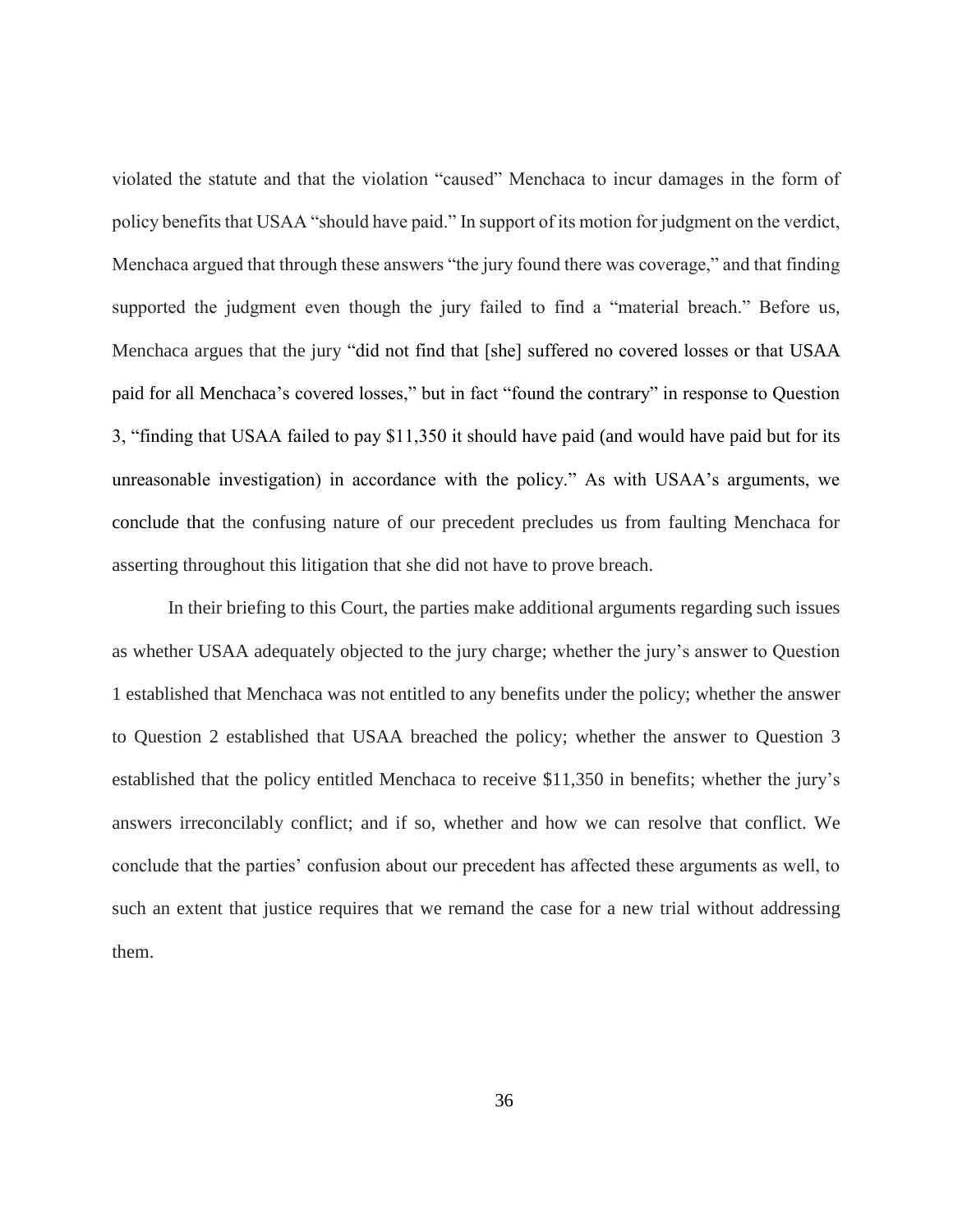violated the statute and that the violation "caused" Menchaca to incur damages in the form of policy benefits that USAA "should have paid." In support of its motion for judgment on the verdict, Menchaca argued that through these answers "the jury found there was coverage," and that finding supported the judgment even though the jury failed to find a "material breach." Before us, Menchaca argues that the jury "did not find that [she] suffered no covered losses or that USAA paid for all Menchaca's covered losses," but in fact "found the contrary" in response to Question 3, "finding that USAA failed to pay $11,350 it should have paid (and would have paid but for its unreasonable investigation) in accordance with the policy." As with USAA's arguments, we conclude that the confusing nature of our precedent precludes us from faulting Menchaca for asserting throughout this litigation that she did not have to prove breach.

In their briefing to this Court, the parties make additional arguments regarding such issues as whether USAA adequately objected to the jury charge; whether the jury's answer to Question 1 established that Menchaca was not entitled to any benefits under the policy; whether the answer to Question 2 established that USAA breached the policy; whether the answer to Question 3 established that the policy entitled Menchaca to receive $11,350 in benefits; whether the jury's answers irreconcilably conflict; and if so, whether and how we can resolve that conflict. We conclude that the parties' confusion about our precedent has affected these arguments as well, to such an extent that justice requires that we remand the case for a new trial without addressing them.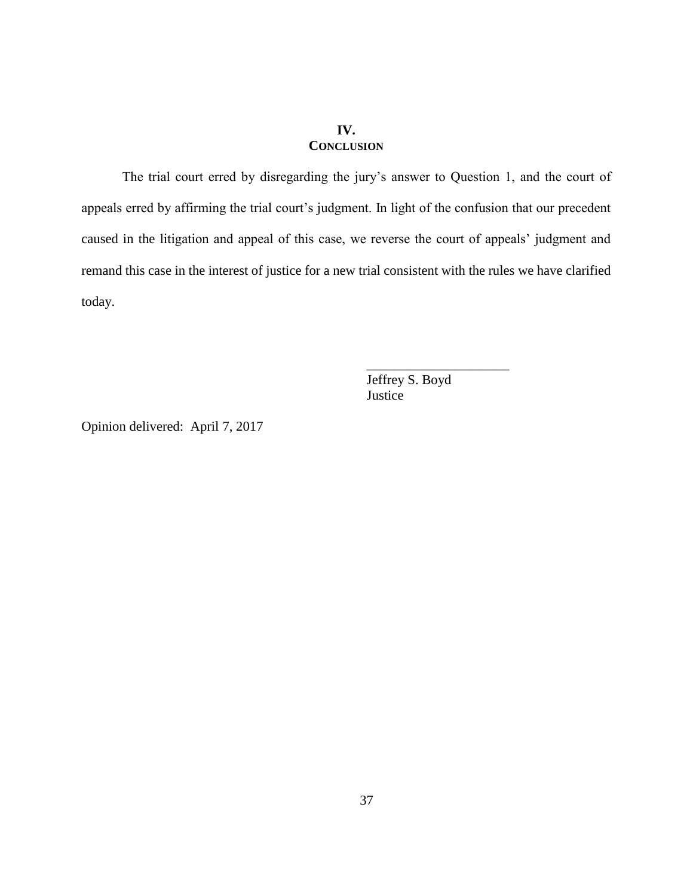## IV.
## CONCLUSION

The trial court erred by disregarding the jury's answer to Question 1, and the court of appeals erred by affirming the trial court's judgment. In light of the confusion that our precedent caused in the litigation and appeal of this case, we reverse the court of appeals' judgment and remand this case in the interest of justice for a new trial consistent with the rules we have clarified today.

_____________________
Jeffrey S. Boyd
Justice

Opinion delivered: April 7, 2017